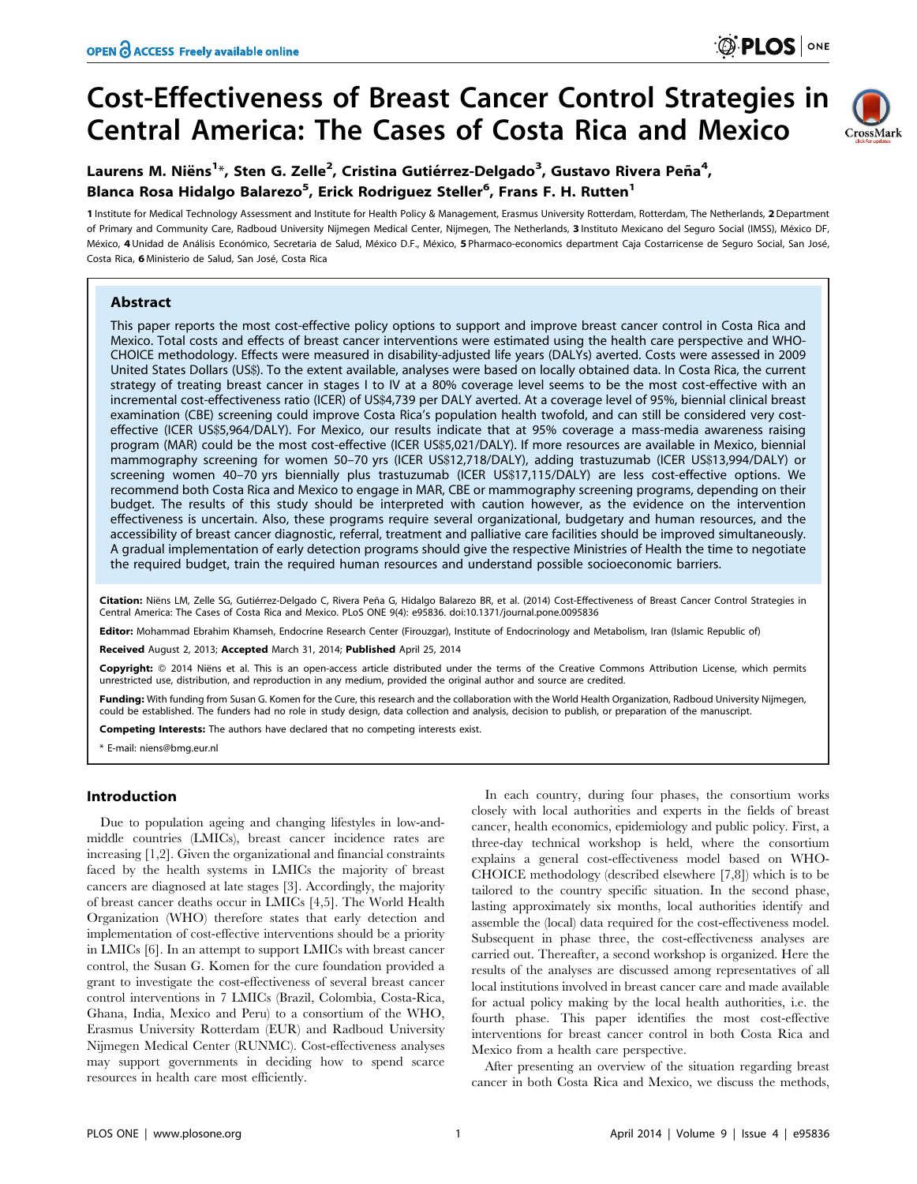# Cost-Effectiveness of Breast Cancer Control Strategies in Central America: The Cases of Costa Rica and Mexico

**Laurens M. Niëns[1]\*, Sten G. Zelle[2], Cristina Gutiérrez-Delgado[3], Gustavo Rivera Peña[4], Blanca Rosa Hidalgo Balarezo[5], Erick Rodriguez Steller[6], Frans F. H. Rutten[1]**

1 Institute for Medical Technology Assessment and Institute for Health Policy & Management, Erasmus University Rotterdam, Rotterdam, The Netherlands, 2 Department of Primary and Community Care, Radboud University Nijmegen Medical Center, Nijmegen, The Netherlands, 3 Instituto Mexicano del Seguro Social (IMSS), México DF, México, 4 Unidad de Análisis Económico, Secretaria de Salud, México D.F., México, 5 Pharmaco-economics department Caja Costarricense de Seguro Social, San José, Costa Rica, 6 Ministerio de Salud, San José, Costa Rica

## Abstract

This paper reports the most cost-effective policy options to support and improve breast cancer control in Costa Rica and Mexico. Total costs and effects of breast cancer interventions were estimated using the health care perspective and WHO-CHOICE methodology. Effects were measured in disability-adjusted life years (DALYs) averted. Costs were assessed in 2009 United States Dollars (US$). To the extent available, analyses were based on locally obtained data. In Costa Rica, the current strategy of treating breast cancer in stages I to IV at a 80% coverage level seems to be the most cost-effective with an incremental cost-effectiveness ratio (ICER) of US$4,739 per DALY averted. At a coverage level of 95%, biennial clinical breast examination (CBE) screening could improve Costa Rica's population health twofold, and can still be considered very cost-effective (ICER US$5,964/DALY). For Mexico, our results indicate that at 95% coverage a mass-media awareness raising program (MAR) could be the most cost-effective (ICER US$5,021/DALY). If more resources are available in Mexico, biennial mammography screening for women 50–70 yrs (ICER US$12,718/DALY), adding trastuzumab (ICER US$13,994/DALY) or screening women 40–70 yrs biennially plus trastuzumab (ICER US$17,115/DALY) are less cost-effective options. We recommend both Costa Rica and Mexico to engage in MAR, CBE or mammography screening programs, depending on their budget. The results of this study should be interpreted with caution however, as the evidence on the intervention effectiveness is uncertain. Also, these programs require several organizational, budgetary and human resources, and the accessibility of breast cancer diagnostic, referral, treatment and palliative care facilities should be improved simultaneously. A gradual implementation of early detection programs should give the respective Ministries of Health the time to negotiate the required budget, train the required human resources and understand possible socioeconomic barriers.

**Citation:** Niëns LM, Zelle SG, Gutiérrez-Delgado C, Rivera Peña G, Hidalgo Balarezo BR, et al. (2014) Cost-Effectiveness of Breast Cancer Control Strategies in Central America: The Cases of Costa Rica and Mexico. PLoS ONE 9(4): e95836. doi:10.1371/journal.pone.0095836

**Editor:** Mohammad Ebrahim Khamseh, Endocrine Research Center (Firouzgar), Institute of Endocrinology and Metabolism, Iran (Islamic Republic of)

**Received** August 2, 2013; **Accepted** March 31, 2014; **Published** April 25, 2014

**Copyright:** © 2014 Niëns et al. This is an open-access article distributed under the terms of the Creative Commons Attribution License, which permits unrestricted use, distribution, and reproduction in any medium, provided the original author and source are credited.

**Funding:** With funding from Susan G. Komen for the Cure, this research and the collaboration with the World Health Organization, Radboud University Nijmegen, could be established. The funders had no role in study design, data collection and analysis, decision to publish, or preparation of the manuscript.

**Competing Interests:** The authors have declared that no competing interests exist.

\* E-mail: niens@bmg.eur.nl

## Introduction

Due to population ageing and changing lifestyles in low-and-middle countries (LMICs), breast cancer incidence rates are increasing [1,2]. Given the organizational and financial constraints faced by the health systems in LMICs the majority of breast cancers are diagnosed at late stages [3]. Accordingly, the majority of breast cancer deaths occur in LMICs [4,5]. The World Health Organization (WHO) therefore states that early detection and implementation of cost-effective interventions should be a priority in LMICs [6]. In an attempt to support LMICs with breast cancer control, the Susan G. Komen for the cure foundation provided a grant to investigate the cost-effectiveness of several breast cancer control interventions in 7 LMICs (Brazil, Colombia, Costa-Rica, Ghana, India, Mexico and Peru) to a consortium of the WHO, Erasmus University Rotterdam (EUR) and Radboud University Nijmegen Medical Center (RUNMC). Cost-effectiveness analyses may support governments in deciding how to spend scarce resources in health care most efficiently.

In each country, during four phases, the consortium works closely with local authorities and experts in the fields of breast cancer, health economics, epidemiology and public policy. First, a three-day technical workshop is held, where the consortium explains a general cost-effectiveness model based on WHO-CHOICE methodology (described elsewhere [7,8]) which is to be tailored to the country specific situation. In the second phase, lasting approximately six months, local authorities identify and assemble the (local) data required for the cost-effectiveness model. Subsequent in phase three, the cost-effectiveness analyses are carried out. Thereafter, a second workshop is organized. Here the results of the analyses are discussed among representatives of all local institutions involved in breast cancer care and made available for actual policy making by the local health authorities, i.e. the fourth phase. This paper identifies the most cost-effective interventions for breast cancer control in both Costa Rica and Mexico from a health care perspective.

After presenting an overview of the situation regarding breast cancer in both Costa Rica and Mexico, we discuss the methods,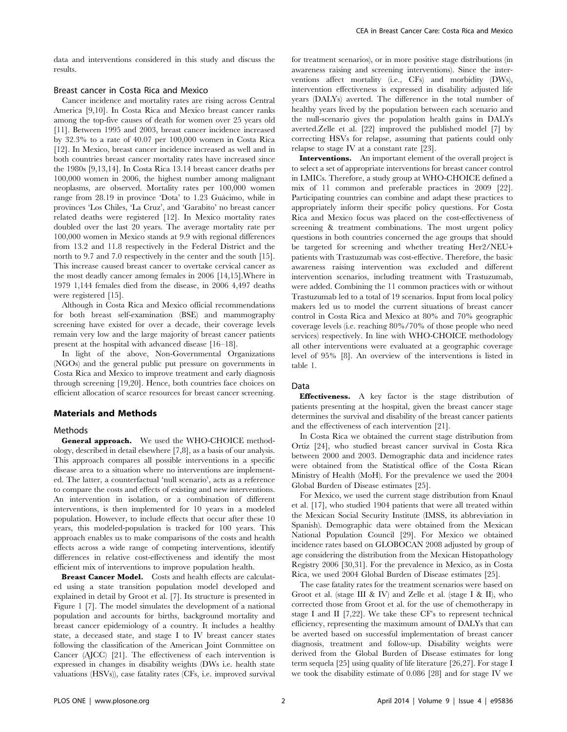data and interventions considered in this study and discuss the results.

### Breast cancer in Costa Rica and Mexico

Cancer incidence and mortality rates are rising across Central America [9,10]. In Costa Rica and Mexico breast cancer ranks among the top-five causes of death for women over 25 years old [11]. Between 1995 and 2003, breast cancer incidence increased by 32.3% to a rate of 40.07 per 100,000 women in Costa Rica [12]. In Mexico, breast cancer incidence increased as well and in both countries breast cancer mortality rates have increased since the 1980s [9,13,14]. In Costa Rica 13.14 breast cancer deaths per 100,000 women in 2006, the highest number among malignant neoplasms, are observed. Mortality rates per 100,000 women range from 28.19 in province 'Dota' to 1.23 Guácimo, while in provinces 'Los Chiles, 'La Cruz', and 'Garabito' no breast cancer related deaths were registered [12]. In Mexico mortality rates doubled over the last 20 years. The average mortality rate per 100,000 women in Mexico stands at 9.9 with regional differences from 13.2 and 11.8 respectively in the Federal District and the north to 9.7 and 7.0 respectively in the center and the south [15]. This increase caused breast cancer to overtake cervical cancer as the most deadly cancer among females in 2006 [14,15].Where in 1979 1,144 females died from the disease, in 2006 4,497 deaths were registered [15].

Although in Costa Rica and Mexico official recommendations for both breast self-examination (BSE) and mammography screening have existed for over a decade, their coverage levels remain very low and the large majority of breast cancer patients present at the hospital with advanced disease [16–18].

In light of the above, Non-Governmental Organizations (NGOs) and the general public put pressure on governments in Costa Rica and Mexico to improve treatment and early diagnosis through screening [19,20]. Hence, both countries face choices on efficient allocation of scarce resources for breast cancer screening.

## Materials and Methods

### Methods

**General approach.** We used the WHO-CHOICE methodology, described in detail elsewhere [7,8], as a basis of our analysis. This approach compares all possible interventions in a specific disease area to a situation where no interventions are implemented. The latter, a counterfactual 'null scenario', acts as a reference to compare the costs and effects of existing and new interventions. An intervention in isolation, or a combination of different interventions, is then implemented for 10 years in a modeled population. However, to include effects that occur after these 10 years, this modeled-population is tracked for 100 years. This approach enables us to make comparisons of the costs and health effects across a wide range of competing interventions, identify differences in relative cost-effectiveness and identify the most efficient mix of interventions to improve population health.

**Breast Cancer Model.** Costs and health effects are calculated using a state transition population model developed and explained in detail by Groot et al. [7]. Its structure is presented in Figure 1 [7]. The model simulates the development of a national population and accounts for births, background mortality and breast cancer epidemiology of a country. It includes a healthy state, a deceased state, and stage I to IV breast cancer states following the classification of the American Joint Committee on Cancer (AJCC) [21]. The effectiveness of each intervention is expressed in changes in disability weights (DWs i.e. health state valuations (HSVs)), case fatality rates (CFs, i.e. improved survival for treatment scenarios), or in more positive stage distributions (in awareness raising and screening interventions). Since the interventions affect mortality (i.e., CFs) and morbidity (DWs), intervention effectiveness is expressed in disability adjusted life years (DALYs) averted. The difference in the total number of healthy years lived by the population between each scenario and the null-scenario gives the population health gains in DALYs averted.Zelle et al. [22] improved the published model [7] by correcting HSVs for relapse, assuming that patients could only relapse to stage IV at a constant rate [23].

**Interventions.** An important element of the overall project is to select a set of appropriate interventions for breast cancer control in LMICs. Therefore, a study group at WHO-CHOICE defined a mix of 11 common and preferable practices in 2009 [22]. Participating countries can combine and adapt these practices to appropriately inform their specific policy questions. For Costa Rica and Mexico focus was placed on the cost-effectiveness of screening & treatment combinations. The most urgent policy questions in both countries concerned the age groups that should be targeted for screening and whether treating Her2/NEU+ patients with Trastuzumab was cost-effective. Therefore, the basic awareness raising intervention was excluded and different intervention scenarios, including treatment with Trastuzumab, were added. Combining the 11 common practices with or without Trastuzumab led to a total of 19 scenarios. Input from local policy makers led us to model the current situations of breast cancer control in Costa Rica and Mexico at 80% and 70% geographic coverage levels (i.e. reaching 80%/70% of those people who need services) respectively. In line with WHO-CHOICE methodology all other interventions were evaluated at a geographic coverage level of 95% [8]. An overview of the interventions is listed in table 1.

### Data

**Effectiveness.** A key factor is the stage distribution of patients presenting at the hospital, given the breast cancer stage determines the survival and disability of the breast cancer patients and the effectiveness of each intervention [21].

In Costa Rica we obtained the current stage distribution from Ortiz [24], who studied breast cancer survival in Costa Rica between 2000 and 2003. Demographic data and incidence rates were obtained from the Statistical office of the Costa Rican Ministry of Health (MoH). For the prevalence we used the 2004 Global Burden of Disease estimates [25].

For Mexico, we used the current stage distribution from Knaul et al. [17], who studied 1904 patients that were all treated within the Mexican Social Security Institute (IMSS, its abbreviation in Spanish). Demographic data were obtained from the Mexican National Population Council [29]. For Mexico we obtained incidence rates based on GLOBOCAN 2008 adjusted by group of age considering the distribution from the Mexican Histopathology Registry 2006 [30,31]. For the prevalence in Mexico, as in Costa Rica, we used 2004 Global Burden of Disease estimates [25].

The case fatality rates for the treatment scenarios were based on Groot et al. (stage III & IV) and Zelle et al. (stage I & II), who corrected those from Groot et al. for the use of chemotherapy in stage I and II [7,22]. We take these CF's to represent technical efficiency, representing the maximum amount of DALYs that can be averted based on successful implementation of breast cancer diagnosis, treatment and follow-up. Disability weights were derived from the Global Burden of Disease estimates for long term sequela [25] using quality of life literature [26,27]. For stage I we took the disability estimate of 0.086 [28] and for stage IV we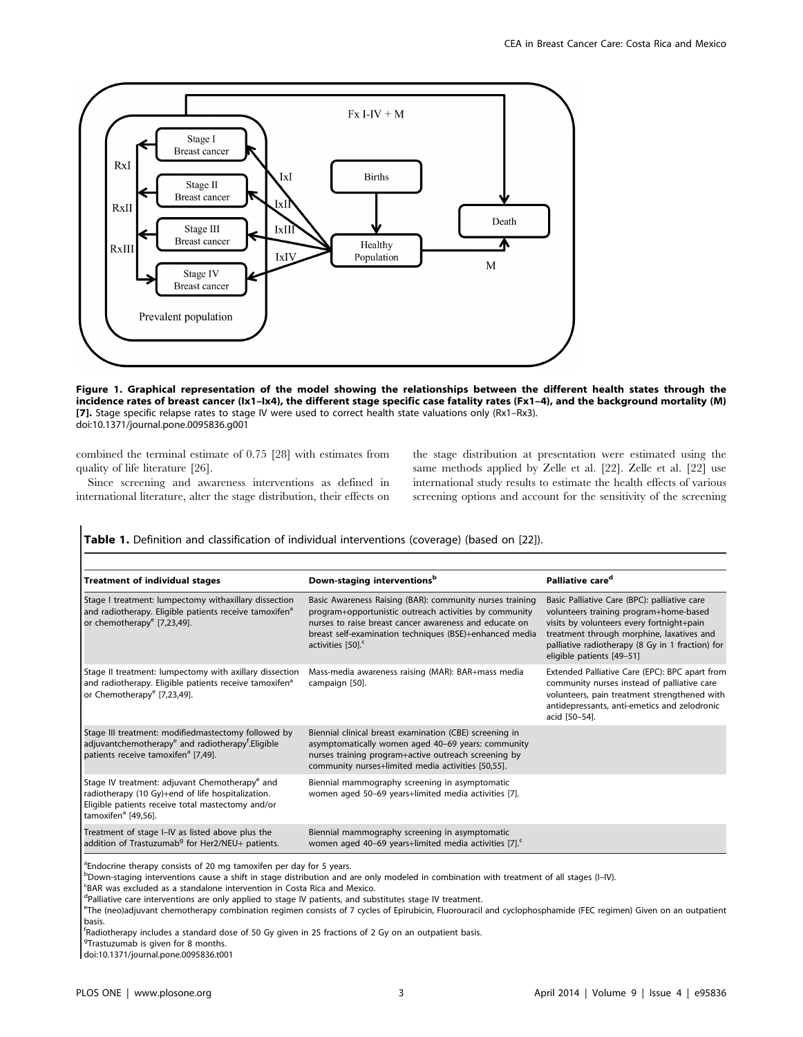Fx I-IV + M

Stage I Breast cancer

Stage II Breast cancer

Stage III Breast cancer

Stage IV Breast cancer

Prevalent population

RxI

RxII

RxIII

IxI

IxII

IxIII

IxIV

Births

Healthy Population

Death

M

**Figure 1. Graphical representation of the model showing the relationships between the different health states through the incidence rates of breast cancer (Ix1–Ix4), the different stage specific case fatality rates (Fx1–4), and the background mortality (M) [7].** Stage specific relapse rates to stage IV were used to correct health state valuations only (Rx1–Rx3).
doi:10.1371/journal.pone.0095836.g001

combined the terminal estimate of 0.75 [28] with estimates from quality of life literature [26].

Since screening and awareness interventions as defined in international literature, alter the stage distribution, their effects on the stage distribution at presentation were estimated using the same methods applied by Zelle et al. [22]. Zelle et al. [22] use international study results to estimate the health effects of various screening options and account for the sensitivity of the screening

**Table 1.** Definition and classification of individual interventions (coverage) (based on [22]).

| Treatment of individual stages | Down-staging interventions[b] | Palliative care[d] |
|---|---|---|
| Stage I treatment: lumpectomy withaxillary dissection and radiotherapy. Eligible patients receive tamoxifen[a] or chemotherapy[e] [7,23,49]. | Basic Awareness Raising (BAR): community nurses training program+opportunistic outreach activities by community nurses to raise breast cancer awareness and educate on breast self-examination techniques (BSE)+enhanced media activities [50].[c] | Basic Palliative Care (BPC): palliative care volunteers training program+home-based visits by volunteers every fortnight+pain treatment through morphine, laxatives and palliative radiotherapy (8 Gy in 1 fraction) for eligible patients [49–51] |
| Stage II treatment: lumpectomy with axillary dissection and radiotherapy. Eligible patients receive tamoxifen[a] or Chemotherapy[e] [7,23,49]. | Mass-media awareness raising (MAR): BAR+mass media campaign [50]. | Extended Palliative Care (EPC): BPC apart from community nurses instead of palliative care volunteers, pain treatment strengthened with antidepressants, anti-emetics and zelodronic acid [50–54]. |
| Stage III treatment: modifiedmastectomy followed by adjuvantchemotherapy[e] and radiotherapy[f].Eligible patients receive tamoxifen[a] [7,49]. | Biennial clinical breast examination (CBE) screening in asymptomatically women aged 40–69 years: community nurses training program+active outreach screening by community nurses+limited media activities [50,55]. | |
| Stage IV treatment: adjuvant Chemotherapy[e] and radiotherapy (10 Gy)+end of life hospitalization. Eligible patients receive total mastectomy and/or tamoxifen[a] [49,56]. | Biennial mammography screening in asymptomatic women aged 50–69 years+limited media activities [7]. | |
| Treatment of stage I–IV as listed above plus the addition of Trastuzumab[g] for Her2/NEU+ patients. | Biennial mammography screening in asymptomatic women aged 40–69 years+limited media activities [7].[c] | |

[a]Endocrine therapy consists of 20 mg tamoxifen per day for 5 years.
[b]Down-staging interventions cause a shift in stage distribution and are only modeled in combination with treatment of all stages (I–IV).
[c]BAR was excluded as a standalone intervention in Costa Rica and Mexico.
[d]Palliative care interventions are only applied to stage IV patients, and substitutes stage IV treatment.
[e]The (neo)adjuvant chemotherapy combination regimen consists of 7 cycles of Epirubicin, Fluorouracil and cyclophosphamide (FEC regimen) Given on an outpatient basis.
[f]Radiotherapy includes a standard dose of 50 Gy given in 25 fractions of 2 Gy on an outpatient basis.
[g]Trastuzumab is given for 8 months.
doi:10.1371/journal.pone.0095836.t001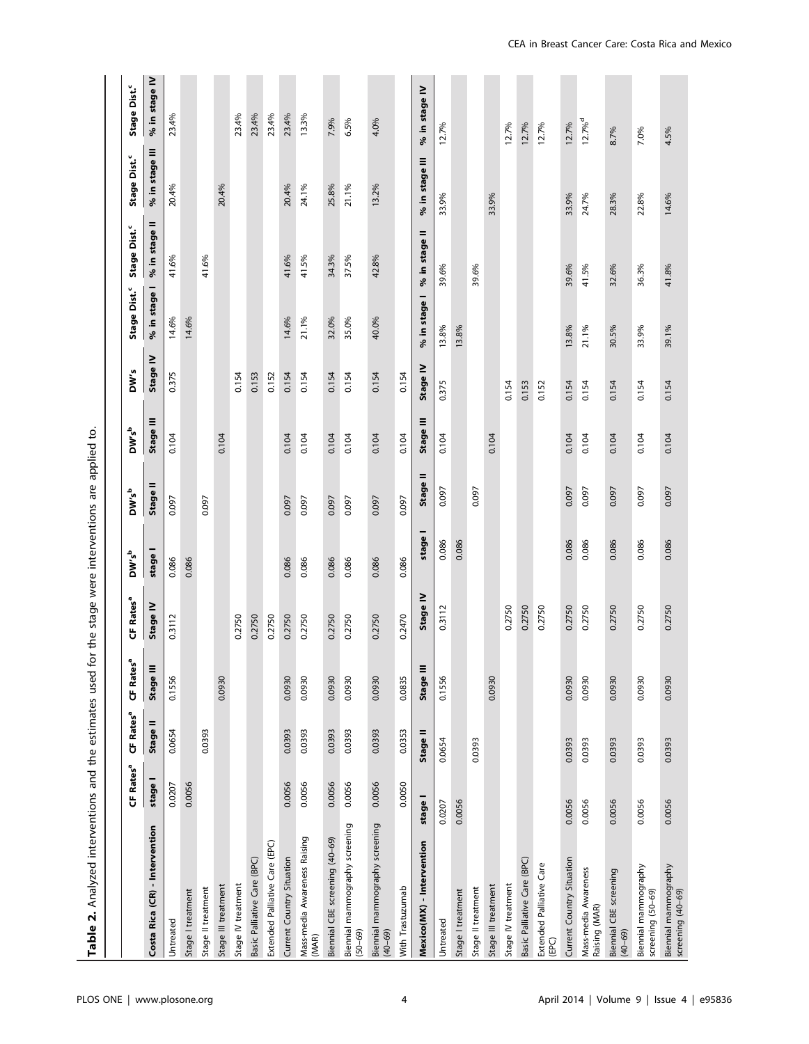**Table 2.** Analyzed interventions and the estimates used for the stage were interventions are applied to.

| | CF Rates[a] | CF Rates[a] | CF Rates[a] | CF Rates[a] | DW's[b] | DW's[b] | DW's[b] | DW's | Stage Dist.[c] | Stage Dist.[c] | Stage Dist.[c] | Stage Dist.[c] |
|---|---|---|---|---|---|---|---|---|---|---|---|---|
| **Costa Rica (CR) - Intervention** | **stage I** | **Stage II** | **Stage III** | **Stage IV** | **stage I** | **Stage II** | **Stage III** | **Stage IV** | **% in stage I** | **% in stage II** | **% in stage III** | **% in stage IV** |
| Untreated | 0.0207 | 0.0654 | 0.1556 | 0.3112 | 0.086 | 0.097 | 0.104 | 0.375 | 14.6% | 41.6% | 20.4% | 23.4% |
| Stage I treatment | 0.0056 | | | | 0.086 | | | | 14.6% | | | |
| Stage II treatment | | 0.0393 | | | | 0.097 | | | | 41.6% | | |
| Stage III treatment | | | 0.0930 | | | | 0.104 | | | | 20.4% | |
| Stage IV treatment | | | | 0.2750 | | | | 0.154 | | | | 23.4% |
| Basic Palliative Care (BPC) | | | | 0.2750 | | | | 0.153 | | | | 23.4% |
| Extended Palliative Care (EPC) | | | | 0.2750 | | | | 0.152 | | | | 23.4% |
| Current Country Situation | 0.0056 | 0.0393 | 0.0930 | 0.2750 | 0.086 | 0.097 | 0.104 | 0.154 | 14.6% | 41.6% | 20.4% | 23.4% |
| Mass-media Awareness Raising (MAR) | 0.0056 | 0.0393 | 0.0930 | 0.2750 | 0.086 | 0.097 | 0.104 | 0.154 | 21.1% | 41.5% | 24.1% | 13.3% |
| Biennial CBE screening (40–69) | 0.0056 | 0.0393 | 0.0930 | 0.2750 | 0.086 | 0.097 | 0.104 | 0.154 | 32.0% | 34.3% | 25.8% | 7.9% |
| Biennial mammography screening (50–69) | 0.0056 | 0.0393 | 0.0930 | 0.2750 | 0.086 | 0.097 | 0.104 | 0.154 | 35.0% | 37.5% | 21.1% | 6.5% |
| Biennial mammography screening (40–69) | 0.0056 | 0.0393 | 0.0930 | 0.2750 | 0.086 | 0.097 | 0.104 | 0.154 | 40.0% | 42.8% | 13.2% | 4.0% |
| With Trastuzumab | 0.0050 | 0.0353 | 0.0835 | 0.2470 | 0.086 | 0.097 | 0.104 | 0.154 | | | | |
| **Mexico(MX) - Intervention** | **stage I** | **Stage II** | **Stage III** | **Stage IV** | **stage I** | **Stage II** | **Stage III** | **Stage IV** | **% in stage I** | **% in stage II** | **% in stage III** | **% in stage IV** |
| Untreated | 0.0207 | 0.0654 | 0.1556 | 0.3112 | 0.086 | 0.097 | 0.104 | 0.375 | 13.8% | 39.6% | 33.9% | 12.7% |
| Stage I treatment | 0.0056 | | | | 0.086 | | | | 13.8% | | | |
| Stage II treatment | | 0.0393 | | | | 0.097 | | | | 39.6% | | |
| Stage III treatment | | | 0.0930 | | | | 0.104 | | | | 33.9% | |
| Stage IV treatment | | | | 0.2750 | | | | 0.154 | | | | 12.7% |
| Basic Palliative Care (BPC) | | | | 0.2750 | | | | 0.153 | | | | 12.7% |
| Extended Palliative Care (EPC) | | | | 0.2750 | | | | 0.152 | | | | 12.7% |
| Current Country Situation | 0.0056 | 0.0393 | 0.0930 | 0.2750 | 0.086 | 0.097 | 0.104 | 0.154 | 13.8% | 39.6% | 33.9% | 12.7% |
| Mass-media Awareness Raising (MAR) | 0.0056 | 0.0393 | 0.0930 | 0.2750 | 0.086 | 0.097 | 0.104 | 0.154 | 21.1% | 41.5% | 24.7% | 12.7%[d] |
| Biennial CBE screening (40–69) | 0.0056 | 0.0393 | 0.0930 | 0.2750 | 0.086 | 0.097 | 0.104 | 0.154 | 30.5% | 32.6% | 28.3% | 8.7% |
| Biennial mammography screening (50–69) | 0.0056 | 0.0393 | 0.0930 | 0.2750 | 0.086 | 0.097 | 0.104 | 0.154 | 33.9% | 36.3% | 22.8% | 7.0% |
| Biennial mammography screening (40–69) | 0.0056 | 0.0393 | 0.0930 | 0.2750 | 0.086 | 0.097 | 0.104 | 0.154 | 39.1% | 41.8% | 14.6% | 4.5% |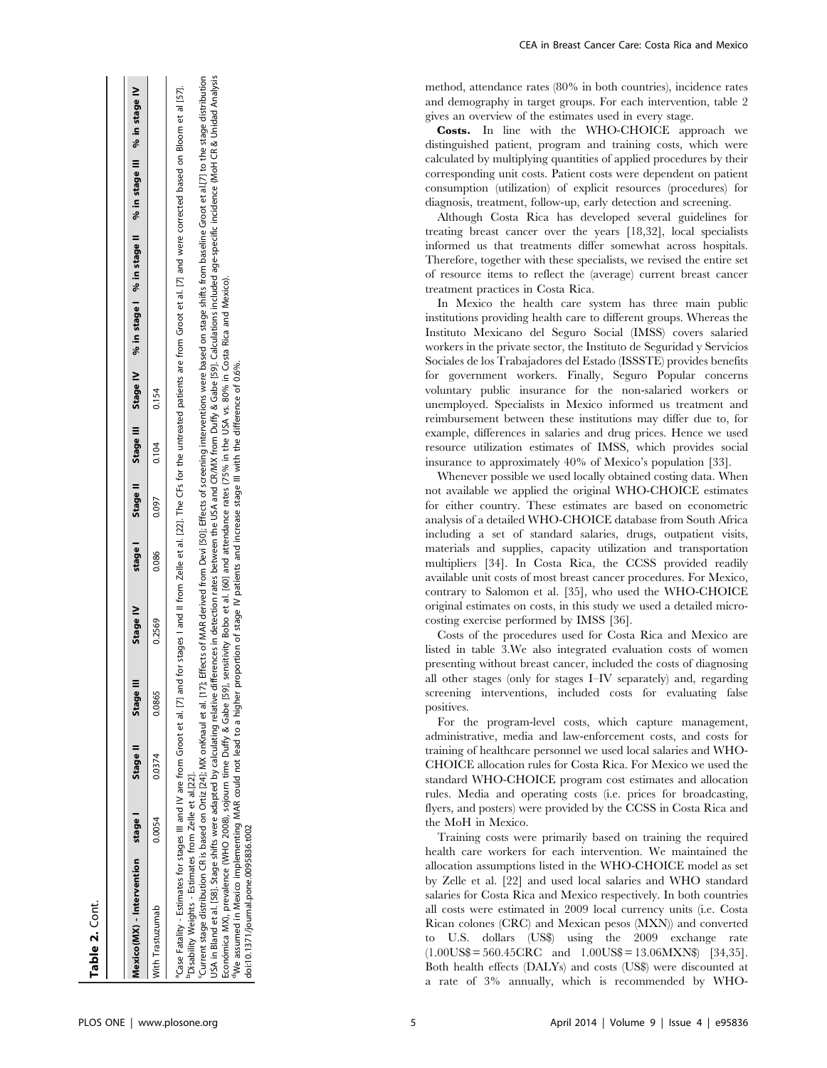**Table 2.** Cont.

| Mexico(MX) - Intervention | stage I | Stage II | Stage III | Stage IV | stage I | Stage II | Stage III | Stage IV | % in stage I | % in stage II | % in stage III | % in stage IV |
|---|---|---|---|---|---|---|---|---|---|---|---|---|
| With Trastuzumab | 0.0054 | 0.0374 | 0.0865 | 0.2569 | 0.086 | 0.097 | 0.104 | 0.154 | | | | |

[a]Case Fatality - Estimates for stages III and IV are from Groot et al. [7] and for stages I and II from Zelle et al. [22]. The CFs for the untreated patients are from Groot et al. [7] and were corrected based on Bloom et al [57].

[b]Disability Weights - Estimates from Zelle et al.[22].

[c]Current stage distribution CR is based on Ortiz [24]; MX onKnaul et al. [17]; Effects of MAR derived from Devi [50]; Effects of screening interventions were based on stage shifts from baseline Groot et al.[7] to the stage distribution USA in Bland et al. [58]. Stage shifts were adapted by calculating relative differences in detection rates between the USA and CR/MX from Duffy & Gabe [59]. Calculations included age-specific incidence (MoH CR & Unidad Analysis Económica MX), prevalence (WHO 2008), sojourn time Duffy & Gabe [59], sensitivity Bobo et al. [60] and attendance rates (75% in the USA vs. 80% in Costa Rica and Mexico).

[d]We assumed in Mexico implementing MAR could not lead to a higher proportion of stage IV patients and increase stage III with the difference of 0.6%.

doi:10.1371/journal.pone.0095836.t002

method, attendance rates (80% in both countries), incidence rates and demography in target groups. For each intervention, table 2 gives an overview of the estimates used in every stage.

**Costs.** In line with the WHO-CHOICE approach we distinguished patient, program and training costs, which were calculated by multiplying quantities of applied procedures by their corresponding unit costs. Patient costs were dependent on patient consumption (utilization) of explicit resources (procedures) for diagnosis, treatment, follow-up, early detection and screening.

Although Costa Rica has developed several guidelines for treating breast cancer over the years [18,32], local specialists informed us that treatments differ somewhat across hospitals. Therefore, together with these specialists, we revised the entire set of resource items to reflect the (average) current breast cancer treatment practices in Costa Rica.

In Mexico the health care system has three main public institutions providing health care to different groups. Whereas the Instituto Mexicano del Seguro Social (IMSS) covers salaried workers in the private sector, the Instituto de Seguridad y Servicios Sociales de los Trabajadores del Estado (ISSSTE) provides benefits for government workers. Finally, Seguro Popular concerns voluntary public insurance for the non-salaried workers or unemployed. Specialists in Mexico informed us treatment and reimbursement between these institutions may differ due to, for example, differences in salaries and drug prices. Hence we used resource utilization estimates of IMSS, which provides social insurance to approximately 40% of Mexico's population [33].

Whenever possible we used locally obtained costing data. When not available we applied the original WHO-CHOICE estimates for either country. These estimates are based on econometric analysis of a detailed WHO-CHOICE database from South Africa including a set of standard salaries, drugs, outpatient visits, materials and supplies, capacity utilization and transportation multipliers [34]. In Costa Rica, the CCSS provided readily available unit costs of most breast cancer procedures. For Mexico, contrary to Salomon et al. [35], who used the WHO-CHOICE original estimates on costs, in this study we used a detailed micro-costing exercise performed by IMSS [36].

Costs of the procedures used for Costa Rica and Mexico are listed in table 3.We also integrated evaluation costs of women presenting without breast cancer, included the costs of diagnosing all other stages (only for stages I–IV separately) and, regarding screening interventions, included costs for evaluating false positives.

For the program-level costs, which capture management, administrative, media and law-enforcement costs, and costs for training of healthcare personnel we used local salaries and WHO-CHOICE allocation rules for Costa Rica. For Mexico we used the standard WHO-CHOICE program cost estimates and allocation rules. Media and operating costs (i.e. prices for broadcasting, flyers, and posters) were provided by the CCSS in Costa Rica and the MoH in Mexico.

Training costs were primarily based on training the required health care workers for each intervention. We maintained the allocation assumptions listed in the WHO-CHOICE model as set by Zelle et al. [22] and used local salaries and WHO standard salaries for Costa Rica and Mexico respectively. In both countries all costs were estimated in 2009 local currency units (i.e. Costa Rican colones (CRC) and Mexican pesos (MXN)) and converted to U.S. dollars (US$) using the 2009 exchange rate (1.00US$ = 560.45CRC and 1.00US$ = 13.06MXN$) [34,35]. Both health effects (DALYs) and costs (US$) were discounted at a rate of 3% annually, which is recommended by WHO-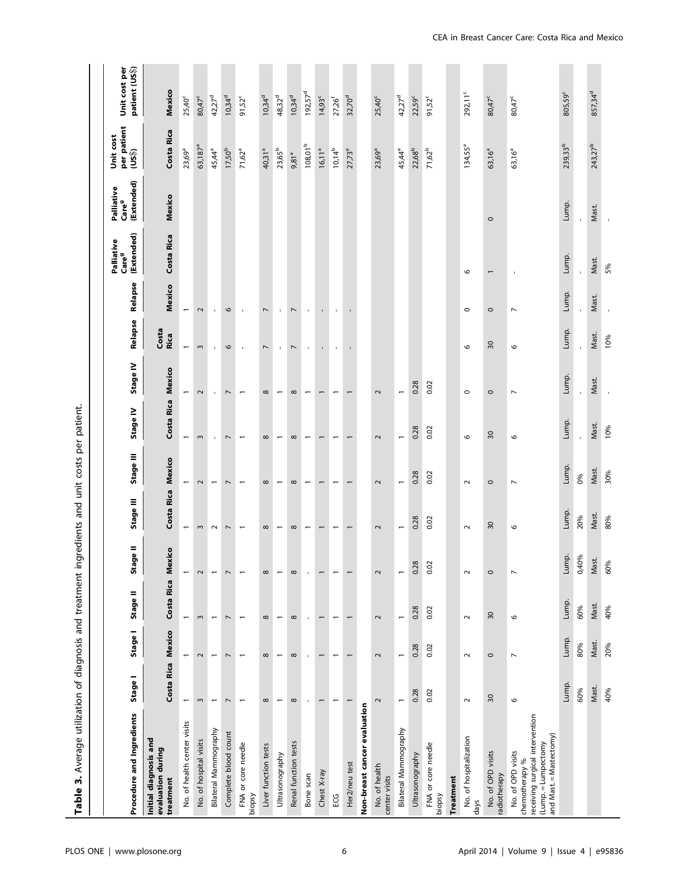**Table 3.** Average utilization of diagnosis and treatment ingredients and unit costs per patient.

| Procedure and Ingredients | Stage I | | Stage II | | Stage III | | Stage IV | | Relapse | | Palliative Care[g] (Extended) | | Unit cost per patient (US$) | Unit cost per patient (US$) |
|---|---|---|---|---|---|---|---|---|---|---|---|---|---|---|
| | Costa Rica | Mexico | Costa Rica | Mexico | Costa Rica | Mexico | Costa Rica | Mexico | Costa Rica | Mexico | Costa Rica | Mexico | Costa Rica | Mexico |
| **Initial diagnosis and evaluation during treatment** | | | | | | | | | | | | | | |
| No. of health center visits | 1 | 1 | 1 | 1 | 1 | 1 | 1 | 1 | 1 | 1 | | | 23,69[a] | 25,40[c] |
| No. of hospital visits | 3 | 2 | 3 | 2 | 3 | 2 | 3 | 2 | 3 | 2 | | | 63,187[a] | 80,47[c] |
| Bilateral Mammography | 1 | 1 | 1 | 1 | 2 | 1 | - | - | - | - | | | 45,44[a] | 42,27[d] |
| Complete blood count | 7 | 7 | 7 | 7 | 7 | 7 | 7 | 7 | 6 | 6 | | | 17,50[b] | 10,34[d] |
| FNA or core needle biopsy | 1 | 1 | 1 | 1 | 1 | 1 | 1 | 1 | - | - | | | 71,62[a] | 91,52[c] |
| Liver function tests | 8 | 8 | 8 | 8 | 8 | 8 | 8 | 8 | 7 | 7 | | | 40,31[a] | 10,34[d] |
| Ultrasonography | 1 | 1 | 1 | 1 | 1 | 1 | 1 | 1 | - | - | | | 23,65[b] | 48,32[d] |
| Renal function tests | 8 | 8 | 8 | 8 | 8 | 8 | 8 | 8 | 7 | 7 | | | 9,81[a] | 10,34[d] |
| Bone scan | - | - | - | - | 1 | 1 | 1 | 1 | - | - | | | 108,01[b] | 192,57[d] |
| Chest X-ray | 1 | 1 | 1 | 1 | 1 | 1 | 1 | 1 | - | - | | | 16,11[a] | 14,93[c] |
| ECG | 1 | 1 | 1 | 1 | 1 | 1 | 1 | 1 | - | - | | | 10,14[b] | 27,26[f] |
| Her2/neu test | 1 | 1 | 1 | 1 | 1 | 1 | 1 | 1 | - | - | | | 27,73[e] | 32,70[d] |
| **Non-breast cancer evaluation** | | | | | | | | | | | | | | |
| No. of health center visits | 2 | 2 | 2 | 2 | 2 | 2 | 2 | 2 | | | | | 23,69[a] | 25,40[c] |
| Bilateral Mammography | 1 | 1 | 1 | 1 | 1 | 1 | 1 | 1 | | | | | 45,44[a] | 42,27[d] |
| Ultrasonography | 0.28 | 0.28 | 0.28 | 0.28 | 0.28 | 0.28 | 0.28 | 0.28 | | | | | 22,68[b] | 22,59[c] |
| FNA or core needle biopsy | 0.02 | 0.02 | 0.02 | 0.02 | 0.02 | 0.02 | 0.02 | 0.02 | | | | | 71,62[b] | 91,52[c] |
| **Treatment** | | | | | | | | | | | | | | |
| No. of hospitalization days | 2 | 2 | 2 | 2 | 2 | 2 | 6 | 0 | 6 | 0 | 6 | | 134,55[a] | 292,11[c] |
| No. of OPD visits radiotherapy | 30 | 0 | 30 | 0 | 30 | 0 | 30 | 0 | 30 | 0 | 1 | 0 | 63,16[a] | 80,47[c] |
| No. of OPD visits chemotherapy % receiving surgical intervention (Lump. = Lumpectomy and Mast. = Mastectomy) | 6 | 7 | 6 | 7 | 6 | 7 | 6 | 7 | 6 | 7 | - | | 63,16[a] | 80,47[c] |
| | Lump. | Lump. | Lump. | Lump. | Lump. | Lump. | Lump. | Lump. | Lump. | Lump. | Lump. | Lump. | 239,33[b] | 805,59[c] |
| | 60% | 80% | 60% | 0,40% | 20% | 0% | - | - | - | - | - | - | | |
| | Mast. | Mast. | Mast. | Mast. | Mast. | Mast. | Mast. | Mast. | Mast. | Mast. | Mast. | Mast. | 243,27[b] | 857,34[d] |
| | 40% | 20% | 40% | 60% | 80% | 30% | 10% | - | 10% | - | 5% | - | | |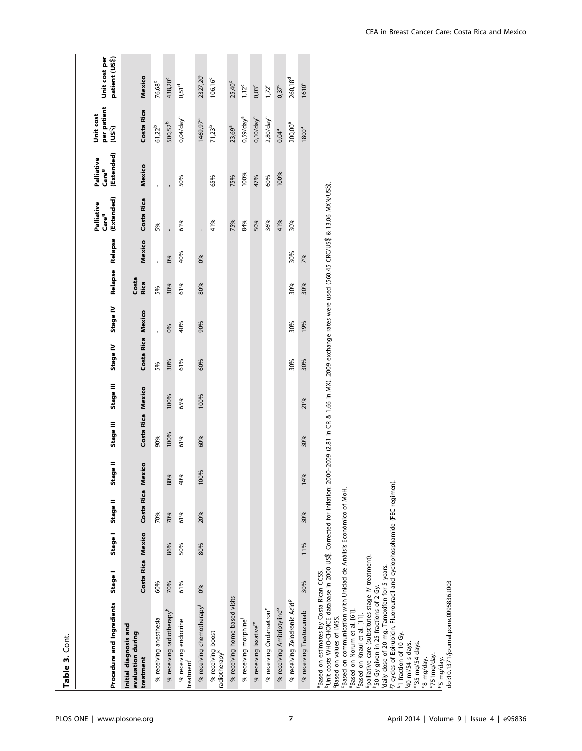**Table 3.** Cont.

| Procedure and Ingredients | Stage I | | Stage II | | Stage III | | Stage IV | | Relapse | | Palliative Care[g] (Extended) | | Unit cost per patient (US$) | Unit cost per patient (US$) |
|---|---|---|---|---|---|---|---|---|---|---|---|---|---|---|
| | Costa Rica | Mexico | Costa Rica | Mexico | Costa Rica | Mexico | Costa Rica | Mexico | Costa Rica | Mexico | Costa Rica | Mexico | Costa Rica | Mexico |
| **Initial diagnosis and evaluation during treatment** | | | | | | | | | | | | | | |
| % receiving anesthesia | 60% | | 70% | | 90% | | 5% | - | 5% | - | 5% | - | 61,22[b] | 76,68[c] |
| % receiving radiotherapy[h] | 70% | 86% | 70% | 80% | 100% | 100% | 30% | 0% | 30% | 0% | - | - | 500,52[b] | 438,20[c] |
| % receiving endocrine treatment[i] | 61% | 50% | 61% | 40% | 61% | 65% | 61% | 40% | 61% | 40% | 61% | 50% | 0,04/day[a] | 0,51[d] |
| % receiving chemotherapy[j] | 0% | 80% | 20% | 100% | 60% | 100% | 60% | 90% | 80% | 0% | - | | 1469,97[a] | 2327,20[c] |
| % receiving boost radiotherapy[k] | | | | | | | | | | | 41% | 65% | 71,23[b] | 106,16[c] |
| % receiving home based visits | | | | | | | | | | | 75% | 75% | 23,69[a] | 25,40[c] |
| % receiving morphine[l] | | | | | | | | | | | 84% | 100% | 0,59/day[a] | 1,12[c] |
| % receiving laxative[m] | | | | | | | | | | | 50% | 47% | 0,10/day[a] | 0,03[c] |
| % receiving Ondansetron[n] | | | | | | | | | | | 36% | 60% | 2,80/day[a] | 1,72[c] |
| % receiving Amitriptyline[o] | | | | | | | | | | | 41% | 100% | 0,04[a] | 0,37[c] |
| % receiving Zelodronic Acid[p] | | | | | | | 30% | 30% | 30% | 30% | 30% | | 200,00[a] | 260,18[d] |
| % receiving Trastuzumab | 30% | 11% | 30% | 14% | 30% | 21% | 30% | 19% | 30% | 7% | | | 1800[a] | 1610[c] |

[a]Based on estimates by Costa Rican CCSS.
[b]Unit costs WHO-CHOICE database in 2000 US$. Corrected for inflation: 2000–2009 (2.81 in CR & 1.66 in MX). 2009 exchange rates were used (560.45 CRC/US$ & 13.06 MXN/US$).
[c]Based on values of IMSS.
[d]Based on communication with Unidad de Análisis Económico of MoH.
[e]Based on Norum et al. [61].
[f]Based on Knaul et al. [11].
[g]palliative care (substitutes stage IV treatment).
[h]50 Gy given in 25 fractions of 2 Gy.
[i]daily dose of 20 mg. Tamoxifen for 5 years.
[j]7 cycles of Epirubicin, Fluorouracil and cyclophosphamide (FEC regimen).
[k]1 fraction of 10 Gy.
[l]40 ml/54 s days.
[m]35 mg/54 days.
[n]8 mg/day.
[o]751mg/day.
[p]5 mg/day.
doi:10.1371/journal.pone.0095836.t003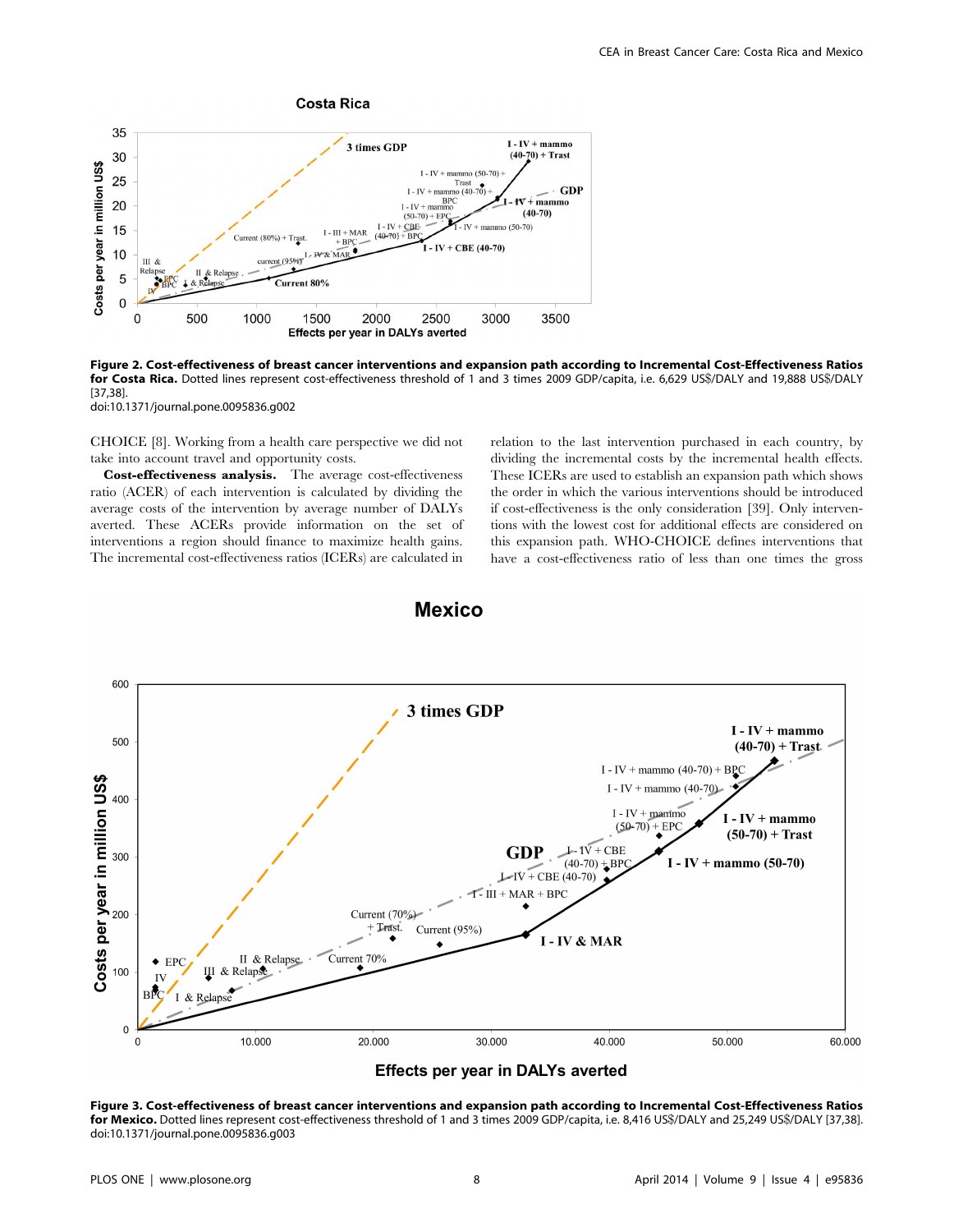Costa Rica

35
30
25
20
15
10
5
0

Costs per year in million US$

0
500
1000
1500
2000
2500
3000
3500

Effects per year in DALYs averted

3 times GDP

I - IV + mammo (40-70) + Trast

I - IV + mammo (50-70) + Trast

I - IV + mammo (40-70) + BPC

GDP

I - IV + mammo (50-70) + EPC

I - IV + mammo (40-70)

I - IV + CBE (40-70) + BPC

I - IV + mammo (50-70)

I - III + MAR + BPC

I - IV + CBE (40-70)

Current (80%) + Trast.

I - IV & MAR

current (95%)

III & Relapse

II & Relapse

EPC

BPC

I & Relapse

IV

Current 80%

**Figure 2. Cost-effectiveness of breast cancer interventions and expansion path according to Incremental Cost-Effectiveness Ratios for Costa Rica.** Dotted lines represent cost-effectiveness threshold of 1 and 3 times 2009 GDP/capita, i.e. 6,629 US$/DALY and 19,888 US$/DALY [37,38].
doi:10.1371/journal.pone.0095836.g002

CHOICE [8]. Working from a health care perspective we did not take into account travel and opportunity costs.

**Cost-effectiveness analysis.** The average cost-effectiveness ratio (ACER) of each intervention is calculated by dividing the average costs of the intervention by average number of DALYs averted. These ACERs provide information on the set of interventions a region should finance to maximize health gains. The incremental cost-effectiveness ratios (ICERs) are calculated in relation to the last intervention purchased in each country, by dividing the incremental costs by the incremental health effects. These ICERs are used to establish an expansion path which shows the order in which the various interventions should be introduced if cost-effectiveness is the only consideration [39]. Only interventions with the lowest cost for additional effects are considered on this expansion path. WHO-CHOICE defines interventions that have a cost-effectiveness ratio of less than one times the gross

Mexico

600
500
400
300
200
100
0

Costs per year in million US$

0
10.000
20.000
30.000
40.000
50.000
60.000

Effects per year in DALYs averted

3 times GDP

I - IV + mammo (40-70) + Trast

I - IV + mammo (40-70) + BPC

I - IV + mammo (40-70)

I - IV + mammo (50-70) + EPC

I - IV + mammo (50-70) + Trast

GDP

I - IV + CBE (40-70) + BPC

I - IV + mammo (50-70)

I - IV + CBE (40-70)

I - III + MAR + BPC

Current (70%) + Trast.

Current (95%)

I - IV & MAR

EPC

II & Relapse

Current 70%

IV

III & Relapse

BPC

I & Relapse

**Figure 3. Cost-effectiveness of breast cancer interventions and expansion path according to Incremental Cost-Effectiveness Ratios for Mexico.** Dotted lines represent cost-effectiveness threshold of 1 and 3 times 2009 GDP/capita, i.e. 8,416 US$/DALY and 25,249 US$/DALY [37,38].
doi:10.1371/journal.pone.0095836.g003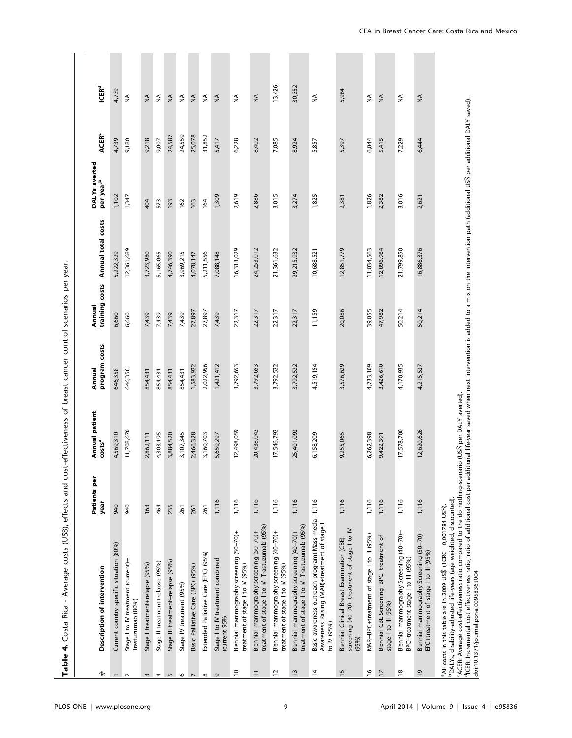**Table 4.** Costa Rica - Average costs (US$), effects and cost-effectiveness of breast cancer control scenarios per year.

| # | Description of intervention | Patients per year | Annual patient costs[a] | Annual program costs | Annual training costs | Annual total costs | DALYs averted per year[b] | ACER[c] | ICER[d] |
|---|---|---|---|---|---|---|---|---|---|
| 1 | Current country specific situation (80%) | 940 | 4,569,310 | 646,358 | 6,660 | 5,222,329 | 1,102 | 4,739 | 4,739 |
| 2 | Stage I to IV treatment (current)+ Trastuzumab (80%) | 940 | 11,708,670 | 646,358 | 6,660 | 12,361,689 | 1,347 | 9,180 | NA |
| 3 | Stage I treatment+relapse (95%) | 163 | 2,862,111 | 854,431 | 7,439 | 3,723,980 | 404 | 9,218 | NA |
| 4 | Stage II treatment+relapse (95%) | 464 | 4,303,195 | 854,431 | 7,439 | 5,165,065 | 573 | 9,007 | NA |
| 5 | Stage III treatment+relapse (95%) | 235 | 3,884,520 | 854,431 | 7,439 | 4,746,390 | 193 | 24,587 | NA |
| 6 | Stage IV treatment (95%) | 261 | 3,107,345 | 854,431 | 7,439 | 3,969,215 | 162 | 24,559 | NA |
| 7 | Basic Palliative Care (BPC) (95%) | 261 | 2,466,328 | 1,583,922 | 27,897 | 4,078,147 | 163 | 25,078 | NA |
| 8 | Extended Palliative Care (EPC) (95%) | 261 | 3,160,703 | 2,022,956 | 27,897 | 5,211,556 | 164 | 31,852 | NA |
| 9 | Stage I to IV treatment combined (current 95%) | 1,116 | 5,659,297 | 1,421,412 | 7,439 | 7,088,148 | 1,309 | 5,417 | NA |
| 10 | Biennial mammography screening (50–70)+ treatment of stage I to IV (95%) | 1,116 | 12,498,059 | 3,792,653 | 22,317 | 16,313,029 | 2,619 | 6,228 | NA |
| 11 | Biennial mammography screening (50–70)+ treatment of stage I to IV+Trastuzumab (95%) | 1,116 | 20,438,042 | 3,792,653 | 22,317 | 24,253,012 | 2,886 | 8,402 | NA |
| 12 | Biennial mammography screening (40–70)+ treatment of stage I to IV (95%) | 1,116 | 17,546,792 | 3,792,522 | 22,317 | 21,361,632 | 3,015 | 7,085 | 13,426 |
| 13 | Biennial mammography screening (40–70)+ treatment of stage I to IV+Trastuzumab (95%) | 1,116 | 25,401,093 | 3,792,522 | 22,317 | 29,215,932 | 3,274 | 8,924 | 30,352 |
| 14 | Basic awareness outreach program+Mass-media Awareness Raising (MAR)+treatment of stage I to IV (95%) | 1,116 | 6,158,209 | 4,519,154 | 11,159 | 10,688,521 | 1,825 | 5,857 | NA |
| 15 | Biennial Clinical Breast Examination (CBE) screening (40–70)+treatment of stage I to IV (95%) | 1,116 | 9,255,065 | 3,576,629 | 20,086 | 12,851,779 | 2,381 | 5,397 | 5,964 |
| 16 | MAR+BPC+treatment of stage I to III (95%) | 1,116 | 6,262,398 | 4,733,109 | 39,055 | 11,034,563 | 1,826 | 6,044 | NA |
| 17 | Biennial CBE Screening+BPC+treatment of stage I to III (95%) | 1,116 | 9,422,391 | 3,426,610 | 47,982 | 12,896,984 | 2,382 | 5,415 | NA |
| 18 | Biennial mammography Screening (40–70)+ BPC+treatment stage I to III (95%) | 1,116 | 17,578,700 | 4,170,935 | 50,214 | 21,799,850 | 3,016 | 7,229 | NA |
| 19 | Biennial mammography Screening (50–70)+ EPC+treatment of stage I to III (95%) | 1,116 | 12,620,626 | 4,215,537 | 50,214 | 16,886,376 | 2,621 | 6,444 | NA |

[a]All costs in this table are in 2009 US$ (1CRC = 0,001784 US$).
[b]DALYs, disability-adjusted life-years (age weighted, discounted).
[c]ACER: Average cost-effectiveness ratio compared to the do nothing-scenario (US$ per DALY averted).
[d]ICER: Incremental cost effectiveness ratio, ratio of additional cost per additional life-year saved when next intervention is added to a mix on the intervention path (additional US$ per additional DALY saved).
doi:10.1371/journal.pone.0095836.t004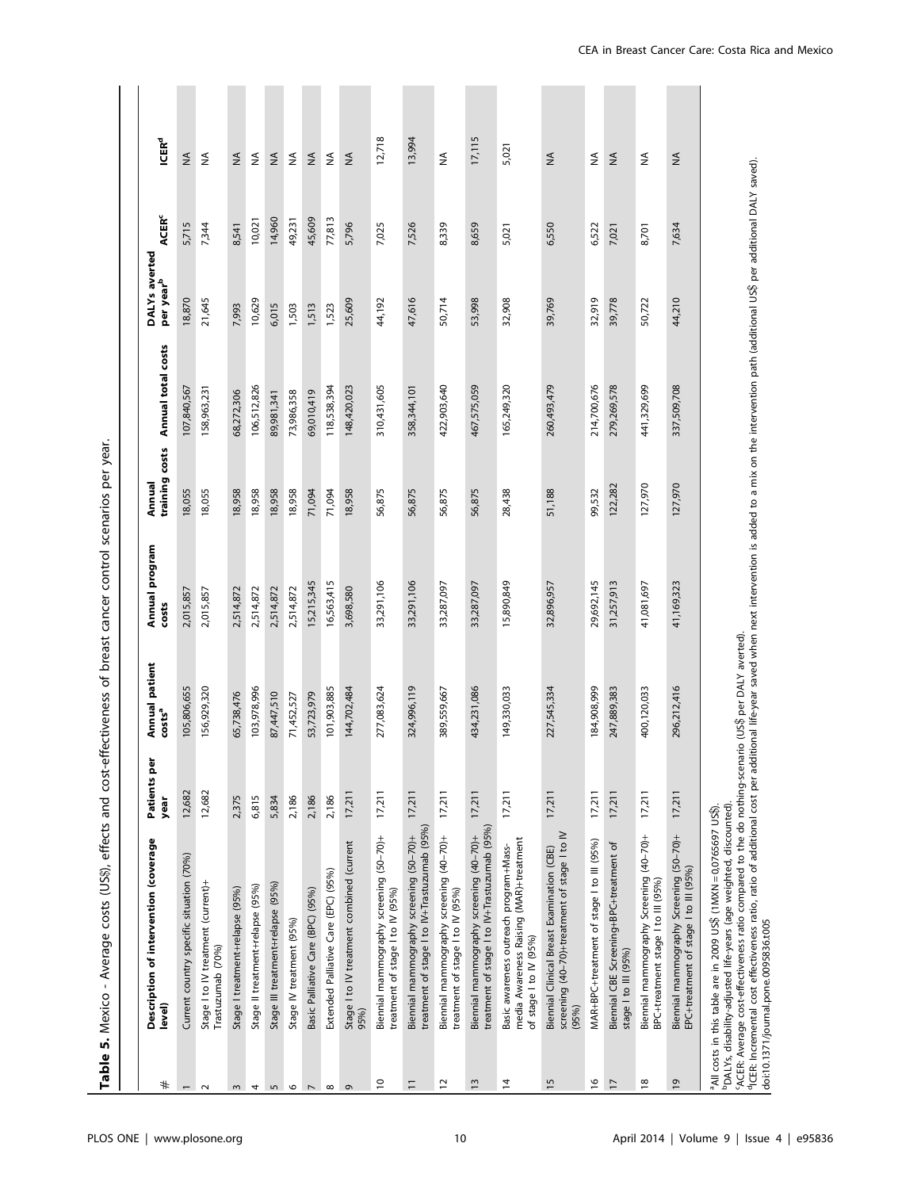**Table 5.** Mexico - Average costs (US$), effects and cost-effectiveness of breast cancer control scenarios per year.

| # | Description of intervention (coverage level) | Patients per year | Annual patient costs[a] | Annual program costs | Annual training costs | Annual total costs | DALYs averted per year[b] | ACER[c] | ICER[d] |
|---|---|---|---|---|---|---|---|---|---|
| 1 | Current country specific situation (70%) | 12,682 | 105,806,655 | 2,015,857 | 18,055 | 107,840,567 | 18,870 | 5,715 | NA |
| 2 | Stage I to IV treatment (current)+ Trastuzumab (70%) | 12,682 | 156,929,320 | 2,015,857 | 18,055 | 158,963,231 | 21,645 | 7,344 | NA |
| 3 | Stage I treatment+relapse (95%) | 2,375 | 65,738,476 | 2,514,872 | 18,958 | 68,272,306 | 7,993 | 8,541 | NA |
| 4 | Stage II treatment+relapse (95%) | 6,815 | 103,978,996 | 2,514,872 | 18,958 | 106,512,826 | 10,629 | 10,021 | NA |
| 5 | Stage III treatment+relapse (95%) | 5,834 | 87,447,510 | 2,514,872 | 18,958 | 89,981,341 | 6,015 | 14,960 | NA |
| 6 | Stage IV treatment (95%) | 2,186 | 71,452,527 | 2,514,872 | 18,958 | 73,986,358 | 1,503 | 49,231 | NA |
| 7 | Basic Palliative Care (BPC) (95%) | 2,186 | 53,723,979 | 15,215,345 | 71,094 | 69,010,419 | 1,513 | 45,609 | NA |
| 8 | Extended Palliative Care (EPC) (95%) | 2,186 | 101,903,885 | 16,563,415 | 71,094 | 118,538,394 | 1,523 | 77,813 | NA |
| 9 | Stage I to IV treatment combined (current 95%) | 17,211 | 144,702,484 | 3,698,580 | 18,958 | 148,420,023 | 25,609 | 5,796 | NA |
| 10 | Biennial mammography screening (50–70)+ treatment of stage I to IV (95%) | 17,211 | 277,083,624 | 33,291,106 | 56,875 | 310,431,605 | 44,192 | 7,025 | 12,718 |
| 11 | Biennial mammography screening (50–70)+ treatment of stage I to IV+Trastuzumab (95%) | 17,211 | 324,996,119 | 33,291,106 | 56,875 | 358,344,101 | 47,616 | 7,526 | 13,994 |
| 12 | Biennial mammography screening (40–70)+ treatment of stage I to IV (95%) | 17,211 | 389,559,667 | 33,287,097 | 56,875 | 422,903,640 | 50,714 | 8,339 | NA |
| 13 | Biennial mammography screening (40–70)+ treatment of stage I to IV+Trastuzumab (95%) | 17,211 | 434,231,086 | 33,287,097 | 56,875 | 467,575,059 | 53,998 | 8,659 | 17,115 |
| 14 | Basic awareness outreach program+Mass-media Awareness Raising (MAR)+treatment of stage I to IV (95%) | 17,211 | 149,330,033 | 15,890,849 | 28,438 | 165,249,320 | 32,908 | 5,021 | 5,021 |
| 15 | Biennial Clinical Breast Examination (CBE) screening (40–70)+treatment of stage I to IV (95%) | 17,211 | 227,545,334 | 32,896,957 | 51,188 | 260,493,479 | 39,769 | 6,550 | NA |
| 16 | MAR+BPC+treatment of stage I to III (95%) | 17,211 | 184,908,999 | 29,692,145 | 99,532 | 214,700,676 | 32,919 | 6,522 | NA |
| 17 | Biennial CBE Screening+BPC+treatment of stage I to III (95%) | 17,211 | 247,889,383 | 31,257,913 | 122,282 | 279,269,578 | 39,778 | 7,021 | NA |
| 18 | Biennial mammography Screening (40–70)+ BPC+treatment stage I to III (95%) | 17,211 | 400,120,033 | 41,081,697 | 127,970 | 441,329,699 | 50,722 | 8,701 | NA |
| 19 | Biennial mammography Screening (50–70)+ EPC+treatment of stage I to III (95%) | 17,211 | 296,212,416 | 41,169,323 | 127,970 | 337,509,708 | 44,210 | 7,634 | NA |

[a]All costs in this table are in 2009 US$ (1MXN = 0,0765697 US$).
[b]DALYs, disability-adjusted life-years (age weighted, discounted).
[c]ACER: Average cost-effectiveness ratio compared to the do nothing-scenario (US$ per DALY averted).
[d]ICER: Incremental cost effectiveness ratio, ratio of additional cost per additional life-year saved when next intervention is added to a mix on the intervention path (additional US$ per additional DALY saved).
doi:10.1371/journal.pone.0095836.t005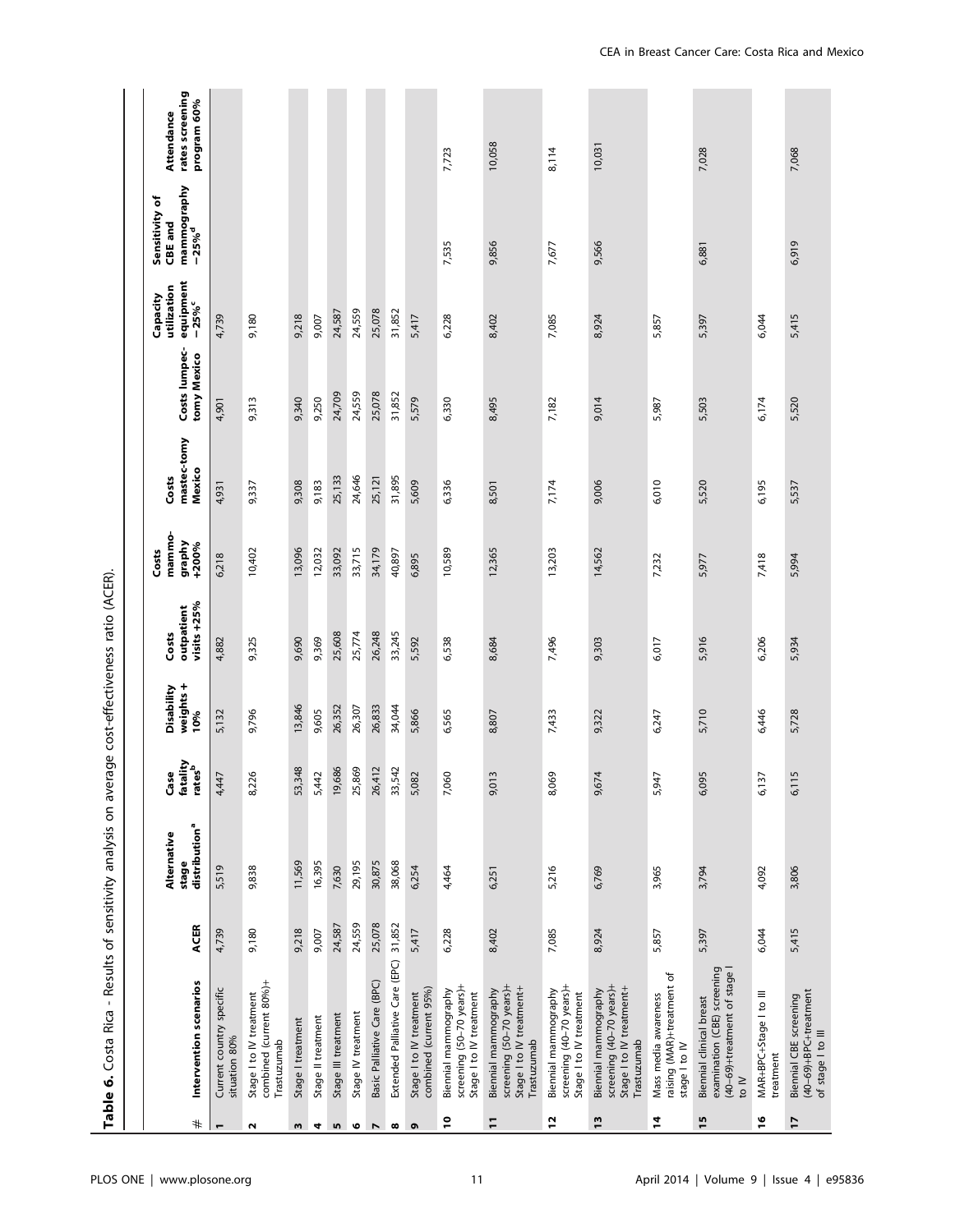**Table 6.** Costa Rica - Results of sensitivity analysis on average cost-effectiveness ratio (ACER).

| # | Intervention scenarios | ACER | Alternative stage distribution[a] | Case fatality rates[b] | Disability weights +10% | Costs outpatient visits +25% | Costs mammo-graphy +200% | Costs mastec-tomy Mexico | Costs lumpec-tomy Mexico | Capacity utilization equipment −25%[c] | Sensitivity of CBE and mammography −25%[d] | Attendance rates screening program 60% |
|---|---|---|---|---|---|---|---|---|---|---|---|---|
| 1 | Current country specific situation 80% | 4,739 | 5,519 | 4,447 | 5,132 | 4,882 | 6,218 | 4,931 | 4,901 | 4,739 | | |
| 2 | Stage I to IV treatment combined (current 80%)+ Trastuzumab | 9,180 | 9,838 | 8,226 | 9,796 | 9,325 | 10,402 | 9,337 | 9,313 | 9,180 | | |
| 3 | Stage I treatment | 9,218 | 11,569 | 53,348 | 13,846 | 9,690 | 13,096 | 9,308 | 9,340 | 9,218 | | |
| 4 | Stage II treatment | 9,007 | 16,395 | 5,442 | 9,605 | 9,369 | 12,032 | 9,183 | 9,250 | 9,007 | | |
| 5 | Stage III treatment | 24,587 | 7,630 | 19,686 | 26,352 | 25,608 | 33,092 | 25,133 | 24,709 | 24,587 | | |
| 6 | Stage IV treatment | 24,559 | 29,195 | 25,869 | 26,307 | 25,774 | 33,715 | 24,646 | 24,559 | 24,559 | | |
| 7 | Basic Palliative Care (BPC) | 25,078 | 30,875 | 26,412 | 26,833 | 26,248 | 34,179 | 25,121 | 25,078 | 25,078 | | |
| 8 | Extended Palliative Care (EPC) | 31,852 | 38,068 | 33,542 | 34,044 | 33,245 | 40,897 | 31,895 | 31,852 | 31,852 | | |
| 9 | Stage I to IV treatment combined (current 95%) | 5,417 | 6,254 | 5,082 | 5,866 | 5,592 | 6,895 | 5,609 | 5,579 | 5,417 | | |
| 10 | Biennial mammography screening (50–70 years)+ Stage I to IV treatment | 6,228 | 4,464 | 7,060 | 6,565 | 6,538 | 10,589 | 6,336 | 6,330 | 6,228 | 7,535 | 7,723 |
| 11 | Biennial mammography screening (50–70 years)+ Stage I to IV treatment+ Trastuzumab | 8,402 | 6,251 | 9,013 | 8,807 | 8,684 | 12,365 | 8,501 | 8,495 | 8,402 | 9,856 | 10,058 |
| 12 | Biennial mammography screening (40–70 years)+ Stage I to IV treatment | 7,085 | 5,216 | 8,069 | 7,433 | 7,496 | 13,203 | 7,174 | 7,182 | 7,085 | 7,677 | 8,114 |
| 13 | Biennial mammography screening (40–70 years)+ Stage I to IV treatment+ Trastuzumab | 8,924 | 6,769 | 9,674 | 9,322 | 9,303 | 14,562 | 9,006 | 9,014 | 8,924 | 9,566 | 10,031 |
| 14 | Mass media awareness raising (MAR)+treatment of stage I to IV | 5,857 | 3,965 | 5,947 | 6,247 | 6,017 | 7,232 | 6,010 | 5,987 | 5,857 | | |
| 15 | Biennial clinical breast examination (CBE) screening (40–69)+treatment of stage I to IV | 5,397 | 3,794 | 6,095 | 5,710 | 5,916 | 5,977 | 5,520 | 5,503 | 5,397 | 6,881 | 7,028 |
| 16 | MAR+BPC+Stage I to III treatment | 6,044 | 4,092 | 6,137 | 6,446 | 6,206 | 7,418 | 6,195 | 6,174 | 6,044 | | |
| 17 | Biennial CBE screening (40–69)+BPC+treatment of stage I to III | 5,415 | 3,806 | 6,115 | 5,728 | 5,934 | 5,994 | 5,537 | 5,520 | 5,415 | 6,919 | 7,068 |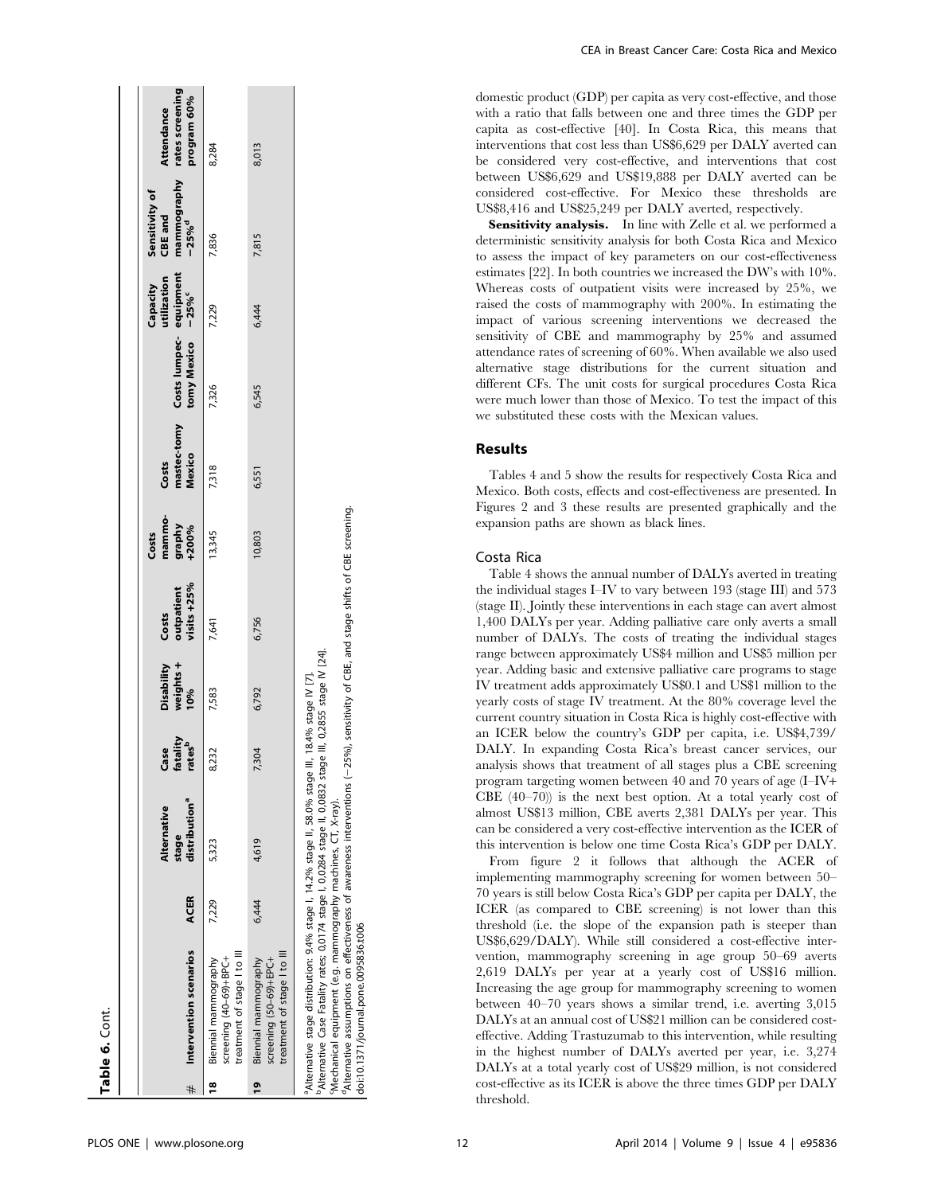**Table 6.** Cont.

| # | Intervention scenarios | ACER | Alternative stage distribution[a] | Case fatality rates[b] | Disability weights + 10% | Costs outpatient visits +25% | Costs mammo-graphy +200% | Costs mastec-tomy Mexico | Costs lumpec-tomy Mexico | Capacity utilization equipment −25%[c] | Sensitivity of CBE and mammography −25%[d] | Attendance rates screening program 60% |
|---|---|---|---|---|---|---|---|---|---|---|---|---|
| 18 | Biennial mammography screening (40–69)+BPC+ treatment of stage I to III | 7,229 | 5,323 | 8,232 | 7,583 | 7,641 | 13,345 | 7,318 | 7,326 | 7,229 | 7,836 | 8,284 |
| 19 | Biennial mammography screening (50–69)+EPC+ treatment of stage I to III | 6,444 | 4,619 | 7,304 | 6,792 | 6,756 | 10,803 | 6,551 | 6,545 | 6,444 | 7,815 | 8,013 |

[a]Alternative stage distribution: 9.4% stage I, 14.2% stage II, 58.0% stage III, 18.4% stage IV [7].
[b]Alternative Case Fatality rates; 0.0174 stage I, 0.0284 stage II, 0.0832 stage III, 0.2855 stage IV [24].
[c]Mechanical equipment (e.g. mammography machines, CT, X-ray).
[d]Alternative assumptions on effectiveness of awareness interventions (−25%), sensitivity of CBE, and stage shifts of CBE screening.
doi:10.1371/journal.pone.0095836.t006

domestic product (GDP) per capita as very cost-effective, and those with a ratio that falls between one and three times the GDP per capita as cost-effective [40]. In Costa Rica, this means that interventions that cost less than US$6,629 per DALY averted can be considered very cost-effective, and interventions that cost between US$6,629 and US$19,888 per DALY averted can be considered cost-effective. For Mexico these thresholds are US$8,416 and US$25,249 per DALY averted, respectively.

**Sensitivity analysis.** In line with Zelle et al. we performed a deterministic sensitivity analysis for both Costa Rica and Mexico to assess the impact of key parameters on our cost-effectiveness estimates [22]. In both countries we increased the DW's with 10%. Whereas costs of outpatient visits were increased by 25%, we raised the costs of mammography with 200%. In estimating the impact of various screening interventions we decreased the sensitivity of CBE and mammography by 25% and assumed attendance rates of screening of 60%. When available we also used alternative stage distributions for the current situation and different CFs. The unit costs for surgical procedures Costa Rica were much lower than those of Mexico. To test the impact of this we substituted these costs with the Mexican values.

## Results

Tables 4 and 5 show the results for respectively Costa Rica and Mexico. Both costs, effects and cost-effectiveness are presented. In Figures 2 and 3 these results are presented graphically and the expansion paths are shown as black lines.

### Costa Rica

Table 4 shows the annual number of DALYs averted in treating the individual stages I–IV to vary between 193 (stage III) and 573 (stage II). Jointly these interventions in each stage can avert almost 1,400 DALYs per year. Adding palliative care only averts a small number of DALYs. The costs of treating the individual stages range between approximately US$4 million and US$5 million per year. Adding basic and extensive palliative care programs to stage IV treatment adds approximately US$0.1 and US$1 million to the yearly costs of stage IV treatment. At the 80% coverage level the current country situation in Costa Rica is highly cost-effective with an ICER below the country's GDP per capita, i.e. US$4,739/DALY. In expanding Costa Rica's breast cancer services, our analysis shows that treatment of all stages plus a CBE screening program targeting women between 40 and 70 years of age (I–IV+CBE (40–70)) is the next best option. At a total yearly cost of almost US$13 million, CBE averts 2,381 DALYs per year. This can be considered a very cost-effective intervention as the ICER of this intervention is below one time Costa Rica's GDP per DALY.

From figure 2 it follows that although the ACER of implementing mammography screening for women between 50–70 years is still below Costa Rica's GDP per capita per DALY, the ICER (as compared to CBE screening) is not lower than this threshold (i.e. the slope of the expansion path is steeper than US$6,629/DALY). While still considered a cost-effective intervention, mammography screening in age group 50–69 averts 2,619 DALYs per year at a yearly cost of US$16 million. Increasing the age group for mammography screening to women between 40–70 years shows a similar trend, i.e. averting 3,015 DALYs at an annual cost of US$21 million can be considered cost-effective. Adding Trastuzumab to this intervention, while resulting in the highest number of DALYs averted per year, i.e. 3,274 DALYs at a total yearly cost of US$29 million, is not considered cost-effective as its ICER is above the three times GDP per DALY threshold.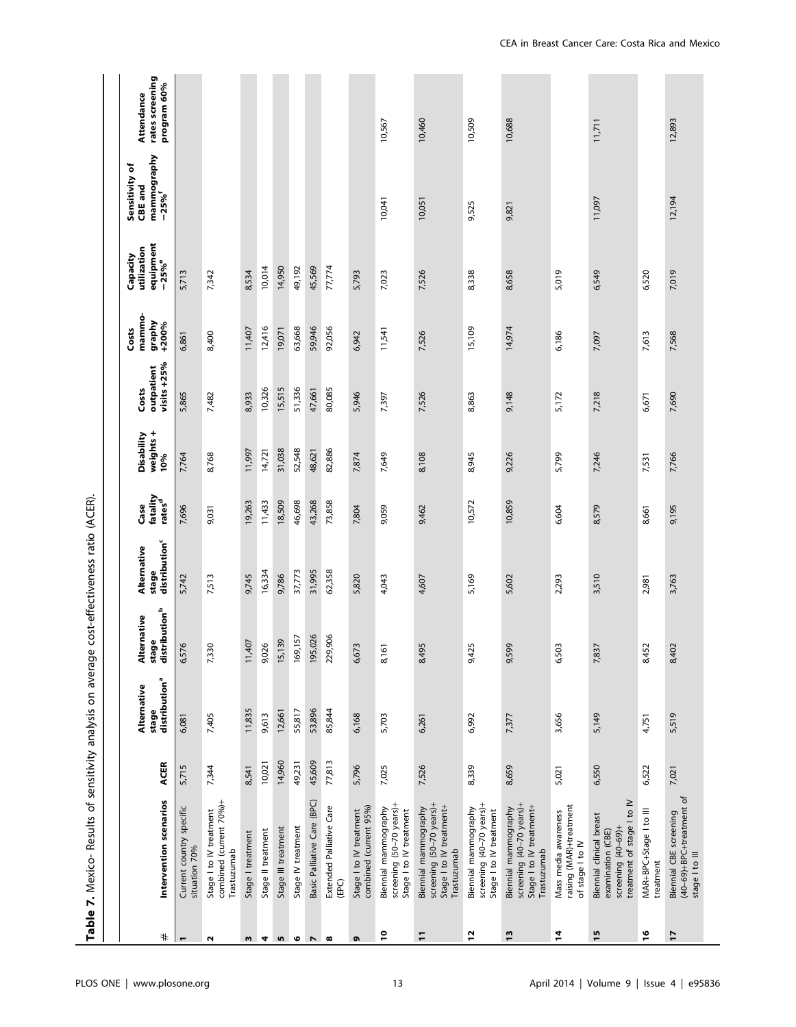**Table 7.** Mexico- Results of sensitivity analysis on average cost-effectiveness ratio (ACER).

| # | Intervention scenarios | ACER | Alternative stage distribution[a] | Alternative stage distribution[b] | Alternative stage distribution[c] | Case fatality rates[d] | Disability weights +10% | Costs outpatient visits +25% | Costs mammography +200% | Capacity utilization equipment −25%[e] | Sensitivity of CBE and mammography −25%[f] | Attendance rates screening program 60% |
|---|---|---|---|---|---|---|---|---|---|---|---|---|
| 1 | Current country specific situation 70% | 5,715 | 6,081 | 6,576 | 5,742 | 7,696 | 7,764 | 5,865 | 6,861 | 5,713 | | |
| 2 | Stage I to IV treatment combined (current 70%)+ Trastuzumab | 7,344 | 7,405 | 7,330 | 7,513 | 9,031 | 8,768 | 7,482 | 8,400 | 7,342 | | |
| 3 | Stage I treatment | 8,541 | 11,835 | 11,407 | 9,745 | 19,263 | 11,997 | 8,933 | 11,407 | 8,534 | | |
| 4 | Stage II treatment | 10,021 | 9,613 | 9,026 | 16,334 | 11,433 | 14,721 | 10,326 | 12,416 | 10,014 | | |
| 5 | Stage III treatment | 14,960 | 12,661 | 15,139 | 9,786 | 18,509 | 31,038 | 15,515 | 19,071 | 14,950 | | |
| 6 | Stage IV treatment | 49,231 | 55,817 | 169,157 | 37,773 | 46,698 | 52,548 | 51,336 | 63,668 | 49,192 | | |
| 7 | Basic Palliative Care (BPC) | 45,609 | 53,896 | 195,026 | 31,995 | 43,268 | 48,621 | 47,661 | 59,946 | 45,569 | | |
| 8 | Extended Palliative Care (EPC) | 77,813 | 85,844 | 229,906 | 62,358 | 73,858 | 82,886 | 80,085 | 92,056 | 77,774 | | |
| 9 | Stage I to IV treatment combined (current 95%) | 5,796 | 6,168 | 6,673 | 5,820 | 7,804 | 7,874 | 5,946 | 6,942 | 5,793 | | |
| 10 | Biennial mammography screening (50–70 years)+ Stage I to IV treatment | 7,025 | 5,703 | 8,161 | 4,043 | 9,059 | 7,649 | 7,397 | 11,541 | 7,023 | 10,041 | 10,567 |
| 11 | Biennial mammography screening (50–70 years)+ Stage I to IV treatment+ Trastuzumab | 7,526 | 6,261 | 8,495 | 4,607 | 9,462 | 8,108 | 7,526 | 7,526 | 7,526 | 10,051 | 10,460 |
| 12 | Biennial mammography screening (40–70 years)+ Stage I to IV treatment | 8,339 | 6,992 | 9,425 | 5,169 | 10,572 | 8,945 | 8,863 | 15,109 | 8,338 | 9,525 | 10,509 |
| 13 | Biennial mammography screening (40–70 years)+ Stage I to IV treatment+ Trastuzumab | 8,659 | 7,377 | 9,599 | 5,602 | 10,859 | 9,226 | 9,148 | 14,974 | 8,658 | 9,821 | 10,688 |
| 14 | Mass media awareness raising (MAR)+treatment of stage I to IV | 5,021 | 3,656 | 6,503 | 2,293 | 6,604 | 5,799 | 5,172 | 6,186 | 5,019 | | |
| 15 | Biennial clinical breast examination (CBE) screening (40–69)+ treatment of stage I to IV | 6,550 | 5,149 | 7,837 | 3,510 | 8,579 | 7,246 | 7,218 | 7,097 | 6,549 | 11,097 | 11,711 |
| 16 | MAR+BPC+Stage I to III treatment | 6,522 | 4,751 | 8,452 | 2,981 | 8,661 | 7,531 | 6,671 | 7,613 | 6,520 | | |
| 17 | Biennial CBE screening (40–69)+BPC+treatment of stage I to III | 7,021 | 5,519 | 8,402 | 3,763 | 9,195 | 7,766 | 7,690 | 7,568 | 7,019 | 12,194 | 12,893 |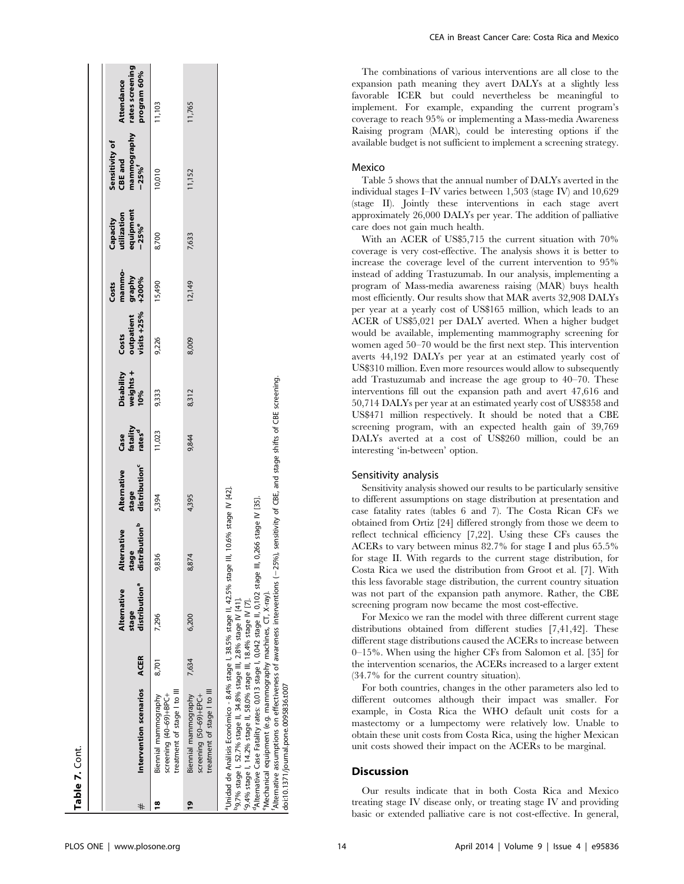**Table 7.** Cont.

| # | Intervention scenarios | ACER | Alternative stage distribution[a] | Alternative stage distribution[b] | Alternative stage distribution[c] | Case fatality rates[d] | Disability weights + 10% | Costs outpatient visits +25% | Costs mammography +200% | Capacity utilization equipment −25%[e] | Sensitivity of CBE and mammography −25%[f] | Attendance rates screening program 60% |
|---|---|---|---|---|---|---|---|---|---|---|---|---|
| 18 | Biennial mammography screening (40–69)+BPC+ treatment of stage I to III | 8,701 | 7,296 | 9,836 | 5,394 | 11,023 | 9,333 | 9,226 | 15,490 | 8,700 | 10,010 | 11,103 |
| 19 | Biennial mammography screening (50–69)+EPC+ treatment of stage I to III | 7,634 | 6,200 | 8,874 | 4,395 | 9,844 | 8,312 | 8,009 | 12,149 | 7,633 | 11,152 | 11,765 |

[a]Unidad de Análisis Económico - 8.4% stage I, 38.5% stage II, 42.5% stage III, 10.6% stage IV [42].
[b]9.7% stage I, 52.7% stage II, 34.8% stage III, 2.8% stage IV [41].
[c]9.4% stage I, 14.2% stage II, 58.0% stage III, 18.4% stage IV [7].
[d]Alternative Case Fatality rates: 0.013 stage I, 0.042 stage II, 0.102 stage III, 0.266 stage IV [35].
[e]Mechanical equipment (e.g. mammography machines, CT, X-ray).
[f]Alternative assumptions on effectiveness of awareness interventions (−25%), sensitivity of CBE, and stage shifts of CBE screening.
doi:10.1371/journal.pone.0095836.t007

The combinations of various interventions are all close to the expansion path meaning they avert DALYs at a slightly less favorable ICER but could nevertheless be meaningful to implement. For example, expanding the current program's coverage to reach 95% or implementing a Mass-media Awareness Raising program (MAR), could be interesting options if the available budget is not sufficient to implement a screening strategy.

### Mexico

Table 5 shows that the annual number of DALYs averted in the individual stages I–IV varies between 1,503 (stage IV) and 10,629 (stage II). Jointly these interventions in each stage avert approximately 26,000 DALYs per year. The addition of palliative care does not gain much health.

With an ACER of US$5,715 the current situation with 70% coverage is very cost-effective. The analysis shows it is better to increase the coverage level of the current intervention to 95% instead of adding Trastuzumab. In our analysis, implementing a program of Mass-media awareness raising (MAR) buys health most efficiently. Our results show that MAR averts 32,908 DALYs per year at a yearly cost of US$165 million, which leads to an ACER of US$5,021 per DALY averted. When a higher budget would be available, implementing mammography screening for women aged 50–70 would be the first next step. This intervention averts 44,192 DALYs per year at an estimated yearly cost of US$310 million. Even more resources would allow to subsequently add Trastuzumab and increase the age group to 40–70. These interventions fill out the expansion path and avert 47,616 and 50,714 DALYs per year at an estimated yearly cost of US$358 and US$471 million respectively. It should be noted that a CBE screening program, with an expected health gain of 39,769 DALYs averted at a cost of US$260 million, could be an interesting 'in-between' option.

### Sensitivity analysis

Sensitivity analysis showed our results to be particularly sensitive to different assumptions on stage distribution at presentation and case fatality rates (tables 6 and 7). The Costa Rican CFs we obtained from Ortiz [24] differed strongly from those we deem to reflect technical efficiency [7,22]. Using these CFs causes the ACERs to vary between minus 82.7% for stage I and plus 65.5% for stage II. With regards to the current stage distribution, for Costa Rica we used the distribution from Groot et al. [7]. With this less favorable stage distribution, the current country situation was not part of the expansion path anymore. Rather, the CBE screening program now became the most cost-effective.

For Mexico we ran the model with three different current stage distributions obtained from different studies [7,41,42]. These different stage distributions caused the ACERs to increase between 0–15%. When using the higher CFs from Salomon et al. [35] for the intervention scenarios, the ACERs increased to a larger extent (34.7% for the current country situation).

For both countries, changes in the other parameters also led to different outcomes although their impact was smaller. For example, in Costa Rica the WHO default unit costs for a mastectomy or a lumpectomy were relatively low. Unable to obtain these unit costs from Costa Rica, using the higher Mexican unit costs showed their impact on the ACERs to be marginal.

## Discussion

Our results indicate that in both Costa Rica and Mexico treating stage IV disease only, or treating stage IV and providing basic or extended palliative care is not cost-effective. In general,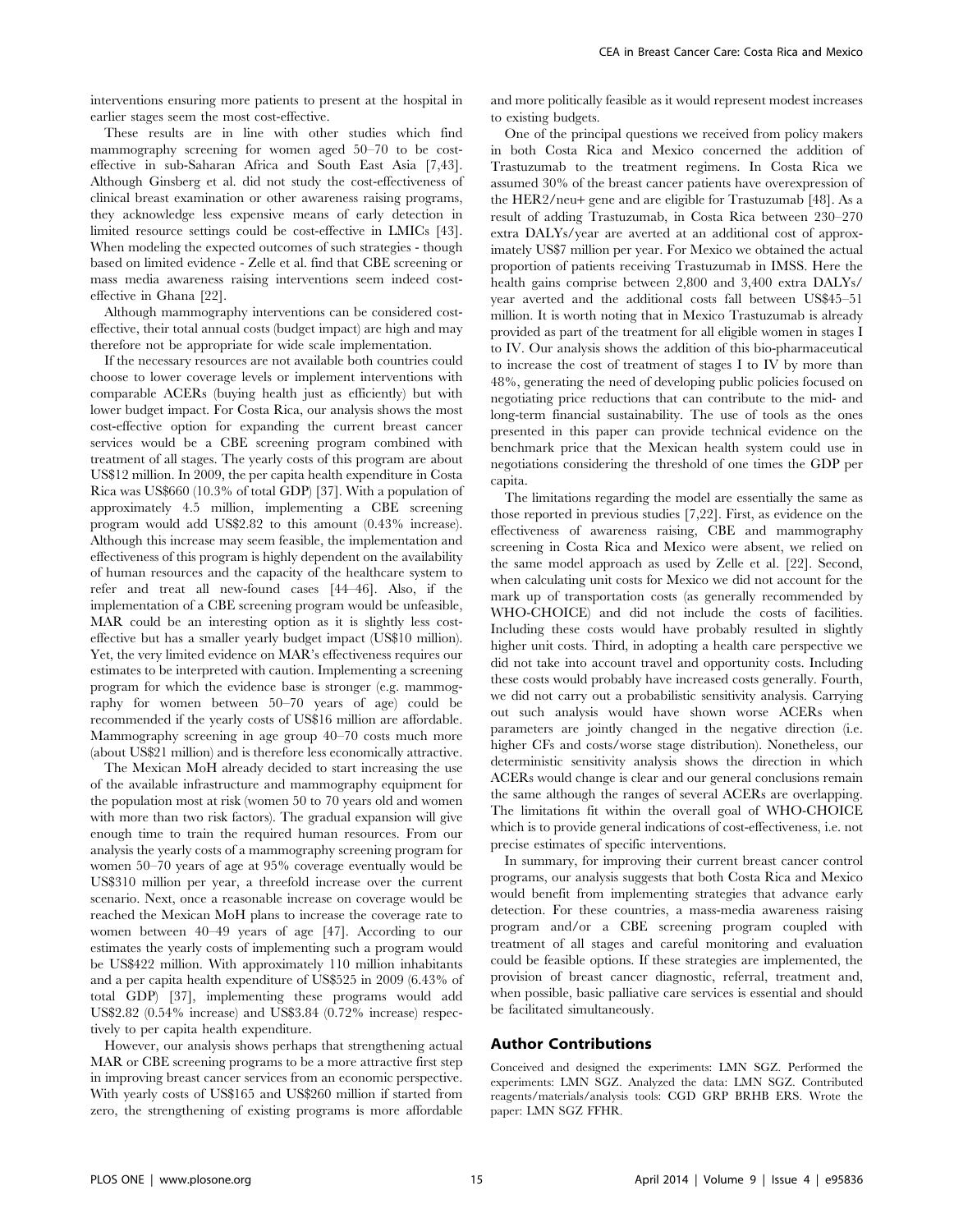interventions ensuring more patients to present at the hospital in earlier stages seem the most cost-effective.

These results are in line with other studies which find mammography screening for women aged 50–70 to be cost-effective in sub-Saharan Africa and South East Asia [7,43]. Although Ginsberg et al. did not study the cost-effectiveness of clinical breast examination or other awareness raising programs, they acknowledge less expensive means of early detection in limited resource settings could be cost-effective in LMICs [43]. When modeling the expected outcomes of such strategies - though based on limited evidence - Zelle et al. find that CBE screening or mass media awareness raising interventions seem indeed cost-effective in Ghana [22].

Although mammography interventions can be considered cost-effective, their total annual costs (budget impact) are high and may therefore not be appropriate for wide scale implementation.

If the necessary resources are not available both countries could choose to lower coverage levels or implement interventions with comparable ACERs (buying health just as efficiently) but with lower budget impact. For Costa Rica, our analysis shows the most cost-effective option for expanding the current breast cancer services would be a CBE screening program combined with treatment of all stages. The yearly costs of this program are about US$12 million. In 2009, the per capita health expenditure in Costa Rica was US$660 (10.3% of total GDP) [37]. With a population of approximately 4.5 million, implementing a CBE screening program would add US$2.82 to this amount (0.43% increase). Although this increase may seem feasible, the implementation and effectiveness of this program is highly dependent on the availability of human resources and the capacity of the healthcare system to refer and treat all new-found cases [44–46]. Also, if the implementation of a CBE screening program would be unfeasible, MAR could be an interesting option as it is slightly less cost-effective but has a smaller yearly budget impact (US$10 million). Yet, the very limited evidence on MAR's effectiveness requires our estimates to be interpreted with caution. Implementing a screening program for which the evidence base is stronger (e.g. mammography for women between 50–70 years of age) could be recommended if the yearly costs of US$16 million are affordable. Mammography screening in age group 40–70 costs much more (about US$21 million) and is therefore less economically attractive.

The Mexican MoH already decided to start increasing the use of the available infrastructure and mammography equipment for the population most at risk (women 50 to 70 years old and women with more than two risk factors). The gradual expansion will give enough time to train the required human resources. From our analysis the yearly costs of a mammography screening program for women 50–70 years of age at 95% coverage eventually would be US$310 million per year, a threefold increase over the current scenario. Next, once a reasonable increase on coverage would be reached the Mexican MoH plans to increase the coverage rate to women between 40–49 years of age [47]. According to our estimates the yearly costs of implementing such a program would be US$422 million. With approximately 110 million inhabitants and a per capita health expenditure of US$525 in 2009 (6.43% of total GDP) [37], implementing these programs would add US$2.82 (0.54% increase) and US$3.84 (0.72% increase) respectively to per capita health expenditure.

However, our analysis shows perhaps that strengthening actual MAR or CBE screening programs to be a more attractive first step in improving breast cancer services from an economic perspective. With yearly costs of US$165 and US$260 million if started from zero, the strengthening of existing programs is more affordable and more politically feasible as it would represent modest increases to existing budgets.

One of the principal questions we received from policy makers in both Costa Rica and Mexico concerned the addition of Trastuzumab to the treatment regimens. In Costa Rica we assumed 30% of the breast cancer patients have overexpression of the HER2/neu+ gene and are eligible for Trastuzumab [48]. As a result of adding Trastuzumab, in Costa Rica between 230–270 extra DALYs/year are averted at an additional cost of approximately US$7 million per year. For Mexico we obtained the actual proportion of patients receiving Trastuzumab in IMSS. Here the health gains comprise between 2,800 and 3,400 extra DALYs/year averted and the additional costs fall between US$45–51 million. It is worth noting that in Mexico Trastuzumab is already provided as part of the treatment for all eligible women in stages I to IV. Our analysis shows the addition of this bio-pharmaceutical to increase the cost of treatment of stages I to IV by more than 48%, generating the need of developing public policies focused on negotiating price reductions that can contribute to the mid- and long-term financial sustainability. The use of tools as the ones presented in this paper can provide technical evidence on the benchmark price that the Mexican health system could use in negotiations considering the threshold of one times the GDP per capita.

The limitations regarding the model are essentially the same as those reported in previous studies [7,22]. First, as evidence on the effectiveness of awareness raising, CBE and mammography screening in Costa Rica and Mexico were absent, we relied on the same model approach as used by Zelle et al. [22]. Second, when calculating unit costs for Mexico we did not account for the mark up of transportation costs (as generally recommended by WHO-CHOICE) and did not include the costs of facilities. Including these costs would have probably resulted in slightly higher unit costs. Third, in adopting a health care perspective we did not take into account travel and opportunity costs. Including these costs would probably have increased costs generally. Fourth, we did not carry out a probabilistic sensitivity analysis. Carrying out such analysis would have shown worse ACERs when parameters are jointly changed in the negative direction (i.e. higher CFs and costs/worse stage distribution). Nonetheless, our deterministic sensitivity analysis shows the direction in which ACERs would change is clear and our general conclusions remain the same although the ranges of several ACERs are overlapping. The limitations fit within the overall goal of WHO-CHOICE which is to provide general indications of cost-effectiveness, i.e. not precise estimates of specific interventions.

In summary, for improving their current breast cancer control programs, our analysis suggests that both Costa Rica and Mexico would benefit from implementing strategies that advance early detection. For these countries, a mass-media awareness raising program and/or a CBE screening program coupled with treatment of all stages and careful monitoring and evaluation could be feasible options. If these strategies are implemented, the provision of breast cancer diagnostic, referral, treatment and, when possible, basic palliative care services is essential and should be facilitated simultaneously.

## Author Contributions

Conceived and designed the experiments: LMN SGZ. Performed the experiments: LMN SGZ. Analyzed the data: LMN SGZ. Contributed reagents/materials/analysis tools: CGD GRP BRHB ERS. Wrote the paper: LMN SGZ FFHR.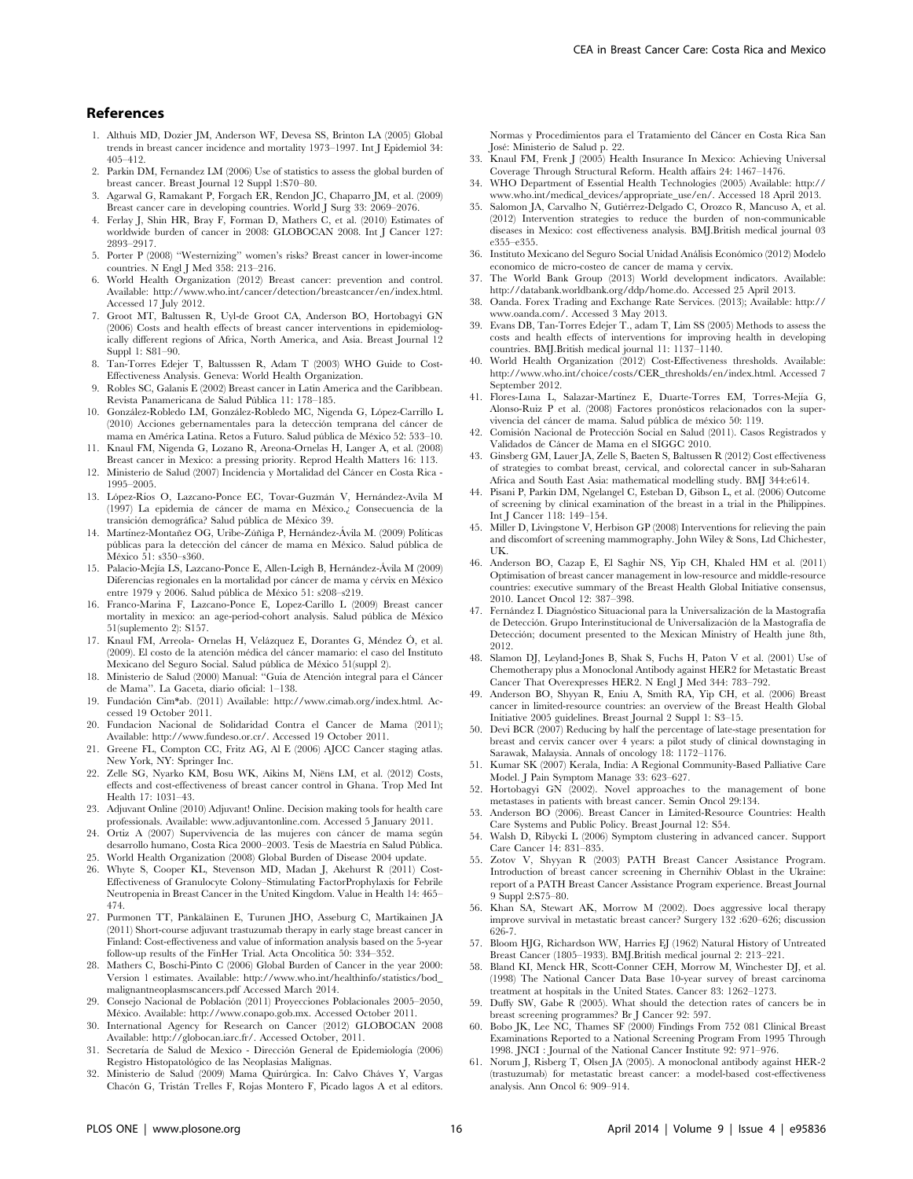## References

1. Althuis MD, Dozier JM, Anderson WF, Devesa SS, Brinton LA (2005) Global trends in breast cancer incidence and mortality 1973–1997. Int J Epidemiol 34: 405–412.
2. Parkin DM, Fernandez LM (2006) Use of statistics to assess the global burden of breast cancer. Breast Journal 12 Suppl 1:S70–80.
3. Agarwal G, Ramakant P, Forgach ER, Rendon JC, Chaparro JM, et al. (2009) Breast cancer care in developing countries. World J Surg 33: 2069–2076.
4. Ferlay J, Shin HR, Bray F, Forman D, Mathers C, et al. (2010) Estimates of worldwide burden of cancer in 2008: GLOBOCAN 2008. Int J Cancer 127: 2893–2917.
5. Porter P (2008) ''Westernizing'' women's risks? Breast cancer in lower-income countries. N Engl J Med 358: 213–216.
6. World Health Organization (2012) Breast cancer: prevention and control. Available: http://www.who.int/cancer/detection/breastcancer/en/index.html. Accessed 17 July 2012.
7. Groot MT, Baltussen R, Uyl-de Groot CA, Anderson BO, Hortobagyi GN (2006) Costs and health effects of breast cancer interventions in epidemiologically different regions of Africa, North America, and Asia. Breast Journal 12 Suppl 1: S81–90.
8. Tan-Torres Edejer T, Baltusssen R, Adam T (2003) WHO Guide to Cost-Effectiveness Analysis. Geneva: World Health Organization.
9. Robles SC, Galanis E (2002) Breast cancer in Latin America and the Caribbean. Revista Panamericana de Salud Pública 11: 178–185.
10. González-Robledo LM, González-Robledo MC, Nigenda G, López-Carrillo L (2010) Acciones gebernamentales para la detección temprana del cáncer de mama en América Latina. Retos a Futuro. Salud pública de México 52: 533–10.
11. Knaul FM, Nigenda G, Lozano R, Arreola-Ornelas H, Langer A, et al. (2008) Breast cancer in Mexico: a pressing priority. Reprod Health Matters 16: 113.
12. Ministerio de Salud (2007) Incidencia y Mortalidad del Cáncer en Costa Rica - 1995–2005.
13. López-Rios O, Lazcano-Ponce EC, Tovar-Guzmán V, Hernández-Avila M (1997) La epidemia de cáncer de mama en México.¿ Consecuencia de la transición demográfica? Salud pública de México 39.
14. Martínez-Montañez OG, Uribe-Zúñiga P, Hernández-Ávila M. (2009) Politicas públicas para la detección del cáncer de mama en México. Salud pública de México 51: s350–s360.
15. Palacio-Mejía LS, Lazcano-Ponce E, Allen-Leigh B, Hernández-Ávila M (2009) Diferencias regionales en la mortalidad por cáncer de mama y cérvix en México entre 1979 y 2006. Salud pública de México 51: s208–s219.
16. Franco-Marina F, Lazcano-Ponce E, Lopez-Carillo L (2009) Breast cancer mortality in mexico: an age-period-cohort analysis. Salud pública de México 51(suplemento 2): S157.
17. Knaul FM, Arreola- Ornelas H, Velázquez E, Dorantes G, Méndez Ó, et al. (2009). El costo de la atención médica del cáncer mamario: el caso del Instituto Mexicano del Seguro Social. Salud pública de México 51(suppl 2).
18. Ministerio de Salud (2000) Manual: ''Guía de Atención integral para el Cáncer de Mama''. La Gaceta, diario oficial: 1–138.
19. Fundación Cim*ab. (2011) Available: http://www.cimab.org/index.html. Accessed 19 October 2011.
20. Fundacion Nacional de Solidaridad Contra el Cancer de Mama (2011); Available: http://www.fundeso.or.cr/. Accessed 19 October 2011.
21. Greene FL, Compton CC, Fritz AG, Al E (2006) AJCC Cancer staging atlas. New York, NY: Springer Inc.
22. Zelle SG, Nyarko KM, Bosu WK, Aikins M, Niëns LM, et al. (2012) Costs, effects and cost-effectiveness of breast cancer control in Ghana. Trop Med Int Health 17: 1031–43.
23. Adjuvant Online (2010) Adjuvant! Online. Decision making tools for health care professionals. Available: www.adjuvantonline.com. Accessed 5 January 2011.
24. Ortiz A (2007) Supervivencia de las mujeres con cáncer de mama según desarrollo humano, Costa Rica 2000–2003. Tesis de Maestría en Salud Pública.
25. World Health Organization (2008) Global Burden of Disease 2004 update.
26. Whyte S, Cooper KL, Stevenson MD, Madan J, Akehurst R (2011) Cost-Effectiveness of Granulocyte Colony–Stimulating FactorProphylaxis for Febrile Neutropenia in Breast Cancer in the United Kingdom. Value in Health 14: 465–474.
27. Purmonen TT, Pänkäläinen E, Turunen JHO, Asseburg C, Martikainen JA (2011) Short-course adjuvant trastuzumab therapy in early stage breast cancer in Finland: Cost-effectiveness and value of information analysis based on the 5-year follow-up results of the FinHer Trial. Acta Oncolitica 50: 334–352.
28. Mathers C, Boschi-Pinto C (2006) Global Burden of Cancer in the year 2000: Version 1 estimates. Available: http://www.who.int/healthinfo/statistics/bod_malignantneoplasmscancers.pdf Accessed March 2014.
29. Consejo Nacional de Población (2011) Proyecciones Poblacionales 2005–2050, México. Available: http://www.conapo.gob.mx. Accessed October 2011.
30. International Agency for Research on Cancer (2012) GLOBOCAN 2008 Available: http://globocan.iarc.fr/. Accessed October, 2011.
31. Secretaría de Salud de Mexico - Dirección General de Epidemiología (2006) Registro Histopatológico de las Neoplasias Malignas.
32. Ministerio de Salud (2009) Mama Quirúrgica. In: Calvo Cháves Y, Vargas Chacón G, Tristán Trelles F, Rojas Montero F, Picado lagos A et al editors. Normas y Procedimientos para el Tratamiento del Cáncer en Costa Rica San José: Ministerio de Salud p. 22.
33. Knaul FM, Frenk J (2005) Health Insurance In Mexico: Achieving Universal Coverage Through Structural Reform. Health affairs 24: 1467–1476.
34. WHO Department of Essential Health Technologies (2005) Available: http://www.who.int/medical_devices/appropriate_use/en/. Accessed 18 April 2013.
35. Salomon JA, Carvalho N, Gutiérrez-Delgado C, Orozco R, Mancuso A, et al. (2012) Intervention strategies to reduce the burden of non-communicable diseases in Mexico: cost effectiveness analysis. BMJ.British medical journal 03 e355–e355.
36. Instituto Mexicano del Seguro Social Unidad Análisis Económico (2012) Modelo economico de micro-costeo de cancer de mama y cervix.
37. The World Bank Group (2013) World development indicators. Available: http://databank.worldbank.org/ddp/home.do. Accessed 25 April 2013.
38. Oanda. Forex Trading and Exchange Rate Services. (2013); Available: http://www.oanda.com/. Accessed 3 May 2013.
39. Evans DB, Tan-Torres Edejer T., adam T, Lim SS (2005) Methods to assess the costs and health effects of interventions for improving health in developing countries. BMJ.British medical journal 11: 1137–1140.
40. World Health Organization (2012) Cost-Effectiveness thresholds. Available: http://www.who.int/choice/costs/CER_thresholds/en/index.html. Accessed 7 September 2012.
41. Flores-Luna L, Salazar-Martinez E, Duarte-Torres EM, Torres-Mejía G, Alonso-Ruiz P et al. (2008) Factores pronósticos relacionados con la supervivencia del cáncer de mama. Salud pública de méxico 50: 119.
42. Comisión Nacional de Protección Social en Salud (2011). Casos Registrados y Validados de Cáncer de Mama en el SIGGC 2010.
43. Ginsberg GM, Lauer JA, Zelle S, Baeten S, Baltussen R (2012) Cost effectiveness of strategies to combat breast, cervical, and colorectal cancer in sub-Saharan Africa and South East Asia: mathematical modelling study. BMJ 344:e614.
44. Pisani P, Parkin DM, Ngelangel C, Esteban D, Gibson L, et al. (2006) Outcome of screening by clinical examination of the breast in a trial in the Philippines. Int J Cancer 118: 149–154.
45. Miller D, Livingstone V, Herbison GP (2008) Interventions for relieving the pain and discomfort of screening mammography. John Wiley & Sons, Ltd Chichester, UK.
46. Anderson BO, Cazap E, El Saghir NS, Yip CH, Khaled HM et al. (2011) Optimisation of breast cancer management in low-resource and middle-resource countries: executive summary of the Breast Health Global Initiative consensus, 2010. Lancet Oncol 12: 387–398.
47. Fernández I. Diagnóstico Situacional para la Universalización de la Mastografía de Detección. Grupo Interinstitucional de Universalización de la Mastografía de Detección; document presented to the Mexican Ministry of Health june 8th, 2012.
48. Slamon DJ, Leyland-Jones B, Shak S, Fuchs H, Paton V et al. (2001) Use of Chemotherapy plus a Monoclonal Antibody against HER2 for Metastatic Breast Cancer That Overexpresses HER2. N Engl J Med 344: 783–792.
49. Anderson BO, Shyyan R, Eniu A, Smith RA, Yip CH, et al. (2006) Breast cancer in limited-resource countries: an overview of the Breast Health Global Initiative 2005 guidelines. Breast Journal 2 Suppl 1: S3–15.
50. Devi BCR (2007) Reducing by half the percentage of late-stage presentation for breast and cervix cancer over 4 years: a pilot study of clinical downstaging in Sarawak, Malaysia. Annals of oncology 18: 1172–1176.
51. Kumar SK (2007) Kerala, India: A Regional Community-Based Palliative Care Model. J Pain Symptom Manage 33: 623–627.
52. Hortobagyi GN (2002). Novel approaches to the management of bone metastases in patients with breast cancer. Semin Oncol 29:134.
53. Anderson BO (2006). Breast Cancer in Limited-Resource Countries: Health Care Systems and Public Policy. Breast Journal 12: S54.
54. Walsh D, Ribycki L (2006) Symptom clustering in advanced cancer. Support Care Cancer 14: 831–835.
55. Zotov V, Shyyan R (2003) PATH Breast Cancer Assistance Program. Introduction of breast cancer screening in Chernihiv Oblast in the Ukraine: report of a PATH Breast Cancer Assistance Program experience. Breast Journal 9 Suppl 2:S75–80.
56. Khan SA, Stewart AK, Morrow M (2002). Does aggressive local therapy improve survival in metastatic breast cancer? Surgery 132 :620–626; discussion 626-7.
57. Bloom HJG, Richardson WW, Harries EJ (1962) Natural History of Untreated Breast Cancer (1805–1933). BMJ.British medical journal 2: 213–221.
58. Bland KI, Menck HR, Scott-Conner CEH, Morrow M, Winchester DJ, et al. (1998) The National Cancer Data Base 10-year survey of breast carcinoma treatment at hospitals in the United States. Cancer 83: 1262–1273.
59. Duffy SW, Gabe R (2005). What should the detection rates of cancers be in breast screening programmes? Br J Cancer 92: 597.
60. Bobo JK, Lee NC, Thames SF (2000) Findings From 752 081 Clinical Breast Examinations Reported to a National Screening Program From 1995 Through 1998. JNCI : Journal of the National Cancer Institute 92: 971–976.
61. Norum J, Risberg T, Olsen JA (2005). A monoclonal antibody against HER-2 (trastuzumab) for metastatic breast cancer: a model-based cost-effectiveness analysis. Ann Oncol 6: 909–914.